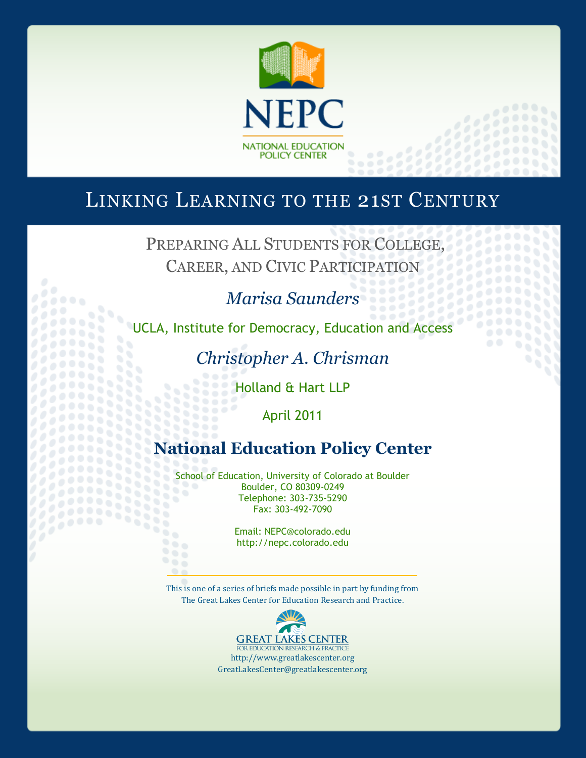NEPC

NATIONAL EDUCATION POLICY CENTER

# Linking Learning to the 21st Century

## Preparing All Students for College, Career, and Civic Participation

*Marisa Saunders*

UCLA, Institute for Democracy, Education and Access

*Christopher A. Chrisman*

Holland & Hart LLP

April 2011

**National Education Policy Center**

School of Education, University of Colorado at Boulder
Boulder, CO 80309-0249
Telephone: 303-735-5290
Fax: 303-492-7090

Email: NEPC@colorado.edu
http://nepc.colorado.edu

This is one of a series of briefs made possible in part by funding from
The Great Lakes Center for Education Research and Practice.

GREAT LAKES CENTER
FOR EDUCATION RESEARCH & PRACTICE
http://www.greatlakescenter.org
GreatLakesCenter@greatlakescenter.org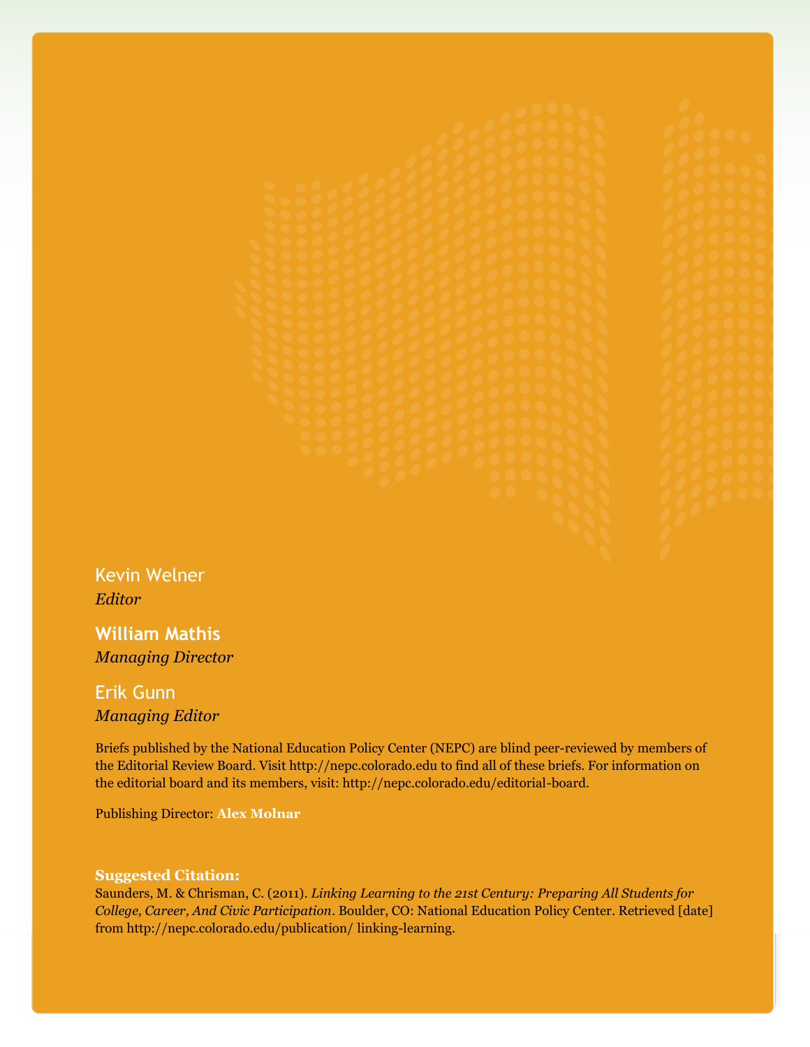Kevin Welner
*Editor*

**William Mathis**
*Managing Director*

Erik Gunn
*Managing Editor*

Briefs published by the National Education Policy Center (NEPC) are blind peer-reviewed by members of the Editorial Review Board. Visit http://nepc.colorado.edu to find all of these briefs. For information on the editorial board and its members, visit: http://nepc.colorado.edu/editorial-board.

Publishing Director: **Alex Molnar**

**Suggested Citation:**
Saunders, M. & Chrisman, C. (2011). *Linking Learning to the 21st Century: Preparing All Students for College, Career, And Civic Participation*. Boulder, CO: National Education Policy Center. Retrieved [date] from http://nepc.colorado.edu/publication/ linking-learning.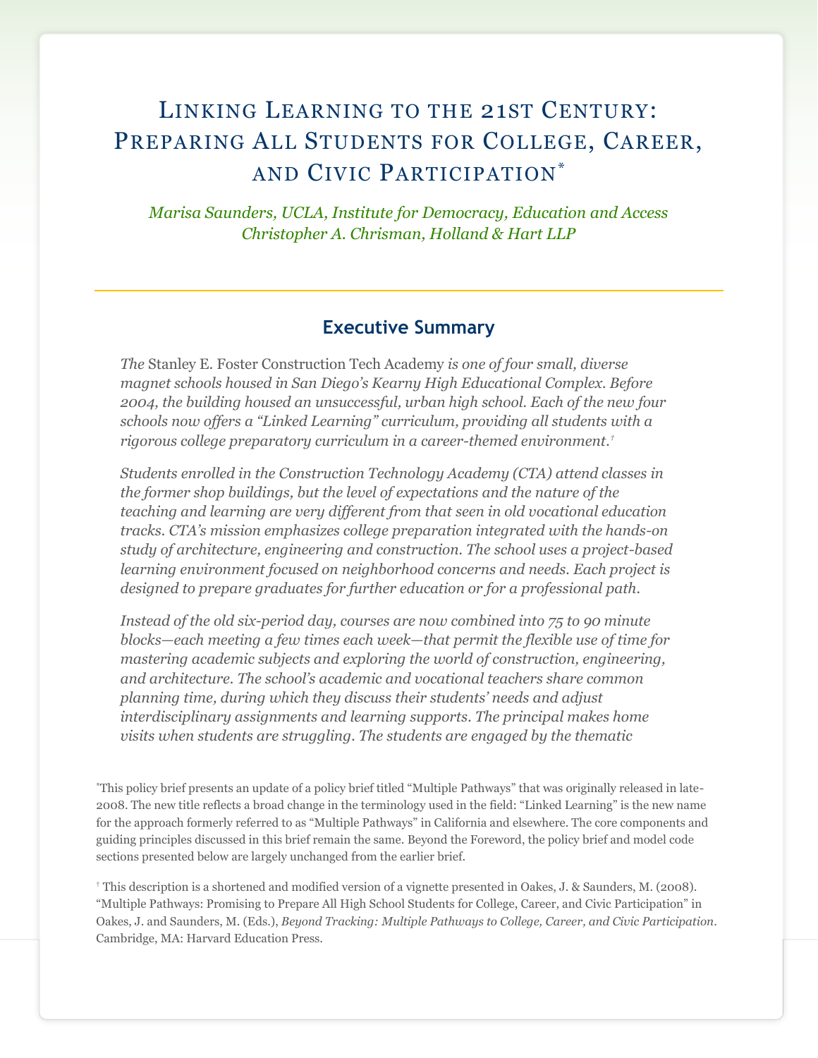# Linking Learning to the 21st Century: Preparing All Students for College, Career, and Civic Participation*

*Marisa Saunders, UCLA, Institute for Democracy, Education and Access*
*Christopher A. Chrisman, Holland & Hart LLP*

## Executive Summary

*The* Stanley E. Foster Construction Tech Academy *is one of four small, diverse magnet schools housed in San Diego's Kearny High Educational Complex. Before 2004, the building housed an unsuccessful, urban high school. Each of the new four schools now offers a "Linked Learning" curriculum, providing all students with a rigorous college preparatory curriculum in a career-themed environment.*[†]

*Students enrolled in the Construction Technology Academy (CTA) attend classes in the former shop buildings, but the level of expectations and the nature of the teaching and learning are very different from that seen in old vocational education tracks. CTA's mission emphasizes college preparation integrated with the hands-on study of architecture, engineering and construction. The school uses a project-based learning environment focused on neighborhood concerns and needs. Each project is designed to prepare graduates for further education or for a professional path.*

*Instead of the old six-period day, courses are now combined into 75 to 90 minute blocks—each meeting a few times each week—that permit the flexible use of time for mastering academic subjects and exploring the world of construction, engineering, and architecture. The school's academic and vocational teachers share common planning time, during which they discuss their students' needs and adjust interdisciplinary assignments and learning supports. The principal makes home visits when students are struggling. The students are engaged by the thematic*

---

*This policy brief presents an update of a policy brief titled "Multiple Pathways" that was originally released in late-2008. The new title reflects a broad change in the terminology used in the field: "Linked Learning" is the new name for the approach formerly referred to as "Multiple Pathways" in California and elsewhere. The core components and guiding principles discussed in this brief remain the same. Beyond the Foreword, the policy brief and model code sections presented below are largely unchanged from the earlier brief.

[†] This description is a shortened and modified version of a vignette presented in Oakes, J. & Saunders, M. (2008). "Multiple Pathways: Promising to Prepare All High School Students for College, Career, and Civic Participation" in Oakes, J. and Saunders, M. (Eds.), *Beyond Tracking: Multiple Pathways to College, Career, and Civic Participation*. Cambridge, MA: Harvard Education Press.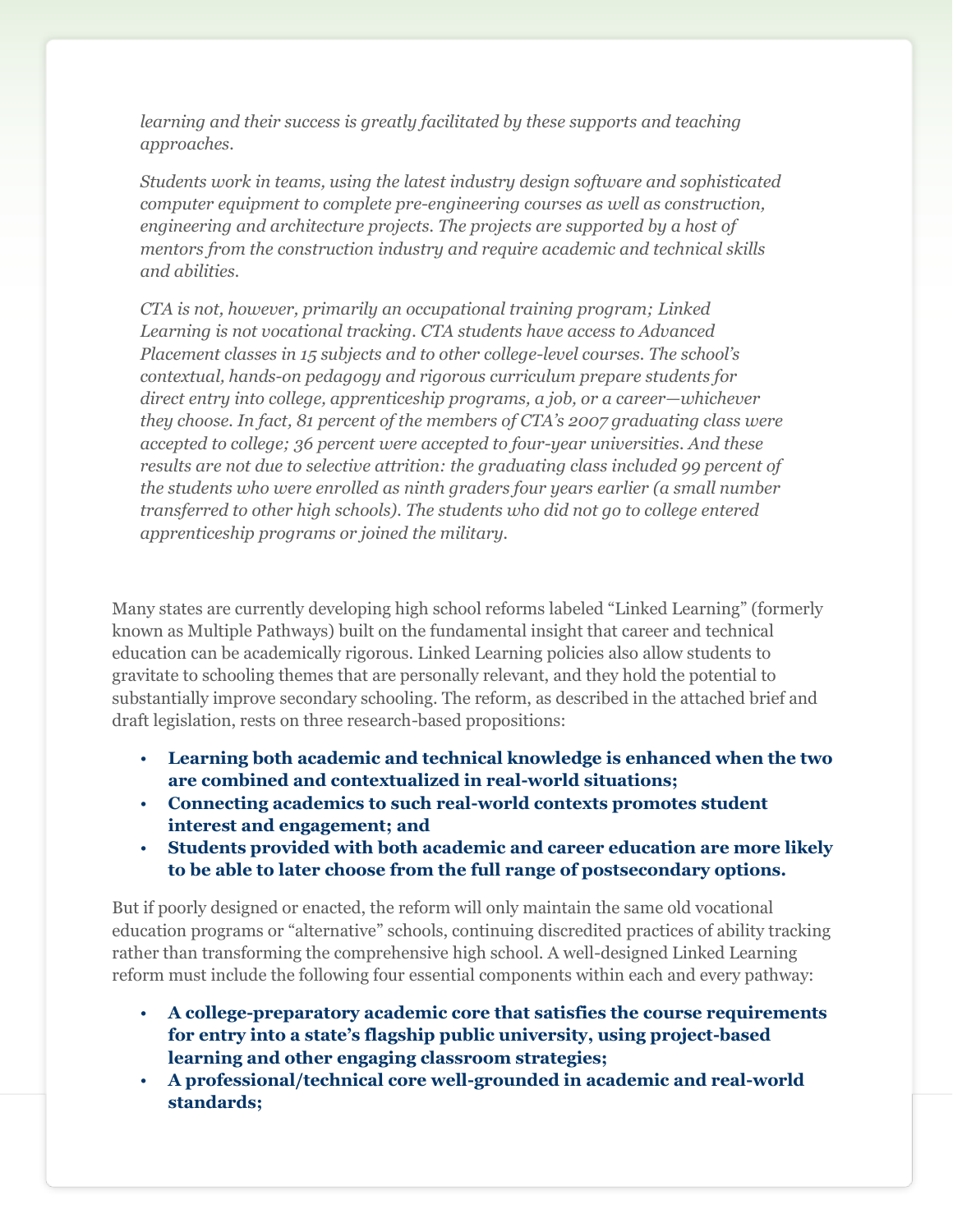*learning and their success is greatly facilitated by these supports and teaching approaches.*

*Students work in teams, using the latest industry design software and sophisticated computer equipment to complete pre-engineering courses as well as construction, engineering and architecture projects. The projects are supported by a host of mentors from the construction industry and require academic and technical skills and abilities.*

*CTA is not, however, primarily an occupational training program; Linked Learning is not vocational tracking. CTA students have access to Advanced Placement classes in 15 subjects and to other college-level courses. The school's contextual, hands-on pedagogy and rigorous curriculum prepare students for direct entry into college, apprenticeship programs, a job, or a career—whichever they choose. In fact, 81 percent of the members of CTA's 2007 graduating class were accepted to college; 36 percent were accepted to four-year universities. And these results are not due to selective attrition: the graduating class included 99 percent of the students who were enrolled as ninth graders four years earlier (a small number transferred to other high schools). The students who did not go to college entered apprenticeship programs or joined the military.*

Many states are currently developing high school reforms labeled "Linked Learning" (formerly known as Multiple Pathways) built on the fundamental insight that career and technical education can be academically rigorous. Linked Learning policies also allow students to gravitate to schooling themes that are personally relevant, and they hold the potential to substantially improve secondary schooling. The reform, as described in the attached brief and draft legislation, rests on three research-based propositions:

- **Learning both academic and technical knowledge is enhanced when the two are combined and contextualized in real-world situations;**
- **Connecting academics to such real-world contexts promotes student interest and engagement; and**
- **Students provided with both academic and career education are more likely to be able to later choose from the full range of postsecondary options.**

But if poorly designed or enacted, the reform will only maintain the same old vocational education programs or "alternative" schools, continuing discredited practices of ability tracking rather than transforming the comprehensive high school. A well-designed Linked Learning reform must include the following four essential components within each and every pathway:

- **A college-preparatory academic core that satisfies the course requirements for entry into a state's flagship public university, using project-based learning and other engaging classroom strategies;**
- **A professional/technical core well-grounded in academic and real-world standards;**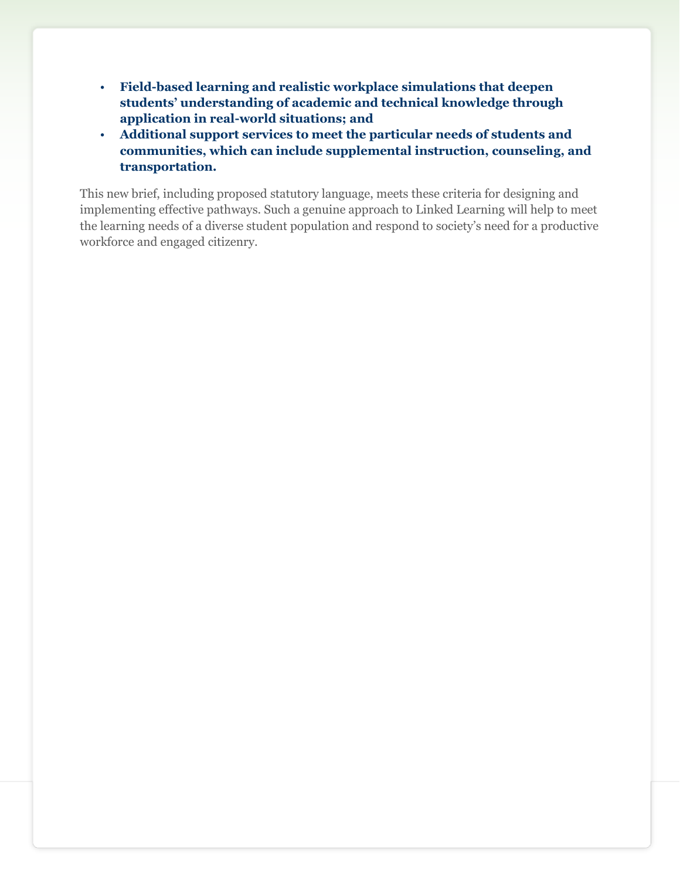- **Field-based learning and realistic workplace simulations that deepen students' understanding of academic and technical knowledge through application in real-world situations; and**
- **Additional support services to meet the particular needs of students and communities, which can include supplemental instruction, counseling, and transportation.**

This new brief, including proposed statutory language, meets these criteria for designing and implementing effective pathways. Such a genuine approach to Linked Learning will help to meet the learning needs of a diverse student population and respond to society's need for a productive workforce and engaged citizenry.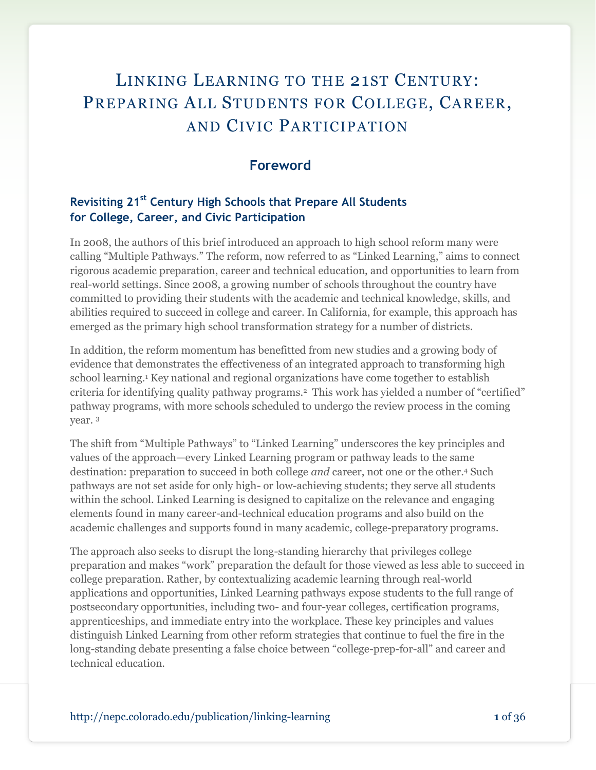# Linking Learning to the 21st Century: Preparing All Students for College, Career, and Civic Participation

## Foreword

### Revisiting 21st Century High Schools that Prepare All Students for College, Career, and Civic Participation

In 2008, the authors of this brief introduced an approach to high school reform many were calling "Multiple Pathways." The reform, now referred to as "Linked Learning," aims to connect rigorous academic preparation, career and technical education, and opportunities to learn from real-world settings. Since 2008, a growing number of schools throughout the country have committed to providing their students with the academic and technical knowledge, skills, and abilities required to succeed in college and career. In California, for example, this approach has emerged as the primary high school transformation strategy for a number of districts.

In addition, the reform momentum has benefitted from new studies and a growing body of evidence that demonstrates the effectiveness of an integrated approach to transforming high school learning.[1] Key national and regional organizations have come together to establish criteria for identifying quality pathway programs.[2] This work has yielded a number of "certified" pathway programs, with more schools scheduled to undergo the review process in the coming year. [3]

The shift from "Multiple Pathways" to "Linked Learning" underscores the key principles and values of the approach—every Linked Learning program or pathway leads to the same destination: preparation to succeed in both college *and* career, not one or the other.[4] Such pathways are not set aside for only high- or low-achieving students; they serve all students within the school. Linked Learning is designed to capitalize on the relevance and engaging elements found in many career-and-technical education programs and also build on the academic challenges and supports found in many academic, college-preparatory programs.

The approach also seeks to disrupt the long-standing hierarchy that privileges college preparation and makes "work" preparation the default for those viewed as less able to succeed in college preparation. Rather, by contextualizing academic learning through real-world applications and opportunities, Linked Learning pathways expose students to the full range of postsecondary opportunities, including two- and four-year colleges, certification programs, apprenticeships, and immediate entry into the workplace. These key principles and values distinguish Linked Learning from other reform strategies that continue to fuel the fire in the long-standing debate presenting a false choice between "college-prep-for-all" and career and technical education.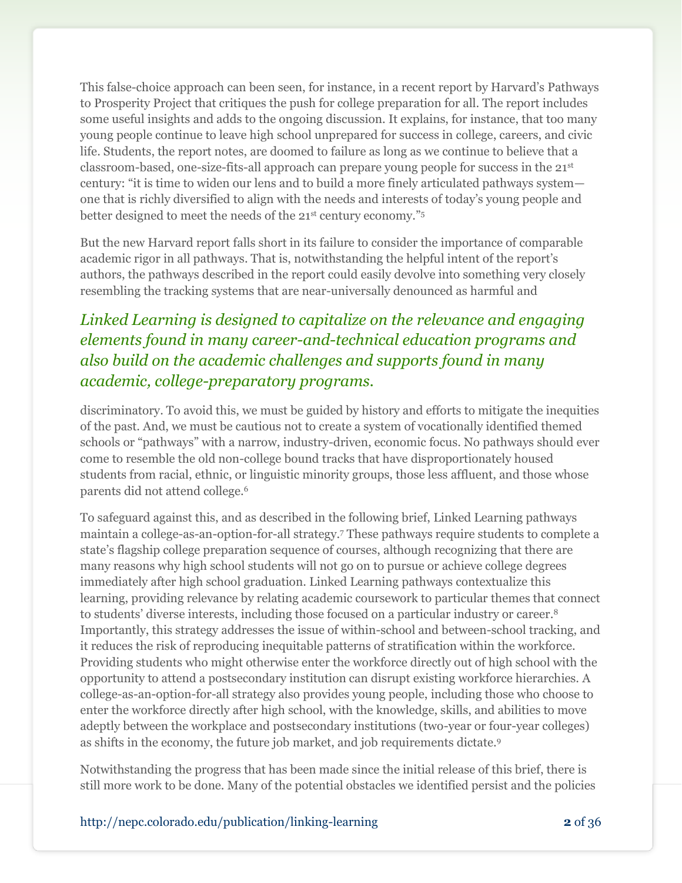This false-choice approach can been seen, for instance, in a recent report by Harvard's Pathways to Prosperity Project that critiques the push for college preparation for all. The report includes some useful insights and adds to the ongoing discussion. It explains, for instance, that too many young people continue to leave high school unprepared for success in college, careers, and civic life. Students, the report notes, are doomed to failure as long as we continue to believe that a classroom-based, one-size-fits-all approach can prepare young people for success in the 21st century: "it is time to widen our lens and to build a more finely articulated pathways system—one that is richly diversified to align with the needs and interests of today's young people and better designed to meet the needs of the 21st century economy."[5]

But the new Harvard report falls short in its failure to consider the importance of comparable academic rigor in all pathways. That is, notwithstanding the helpful intent of the report's authors, the pathways described in the report could easily devolve into something very closely resembling the tracking systems that are near-universally denounced as harmful and discriminatory. To avoid this, we must be guided by history and efforts to mitigate the inequities of the past. And, we must be cautious not to create a system of vocationally identified themed schools or "pathways" with a narrow, industry-driven, economic focus. No pathways should ever come to resemble the old non-college bound tracks that have disproportionately housed students from racial, ethnic, or linguistic minority groups, those less affluent, and those whose parents did not attend college.[6]

*Linked Learning is designed to capitalize on the relevance and engaging elements found in many career-and-technical education programs and also build on the academic challenges and supports found in many academic, college-preparatory programs.*

To safeguard against this, and as described in the following brief, Linked Learning pathways maintain a college-as-an-option-for-all strategy.[7] These pathways require students to complete a state's flagship college preparation sequence of courses, although recognizing that there are many reasons why high school students will not go on to pursue or achieve college degrees immediately after high school graduation. Linked Learning pathways contextualize this learning, providing relevance by relating academic coursework to particular themes that connect to students' diverse interests, including those focused on a particular industry or career.[8] Importantly, this strategy addresses the issue of within-school and between-school tracking, and it reduces the risk of reproducing inequitable patterns of stratification within the workforce. Providing students who might otherwise enter the workforce directly out of high school with the opportunity to attend a postsecondary institution can disrupt existing workforce hierarchies. A college-as-an-option-for-all strategy also provides young people, including those who choose to enter the workforce directly after high school, with the knowledge, skills, and abilities to move adeptly between the workplace and postsecondary institutions (two-year or four-year colleges) as shifts in the economy, the future job market, and job requirements dictate.[9]

Notwithstanding the progress that has been made since the initial release of this brief, there is still more work to be done. Many of the potential obstacles we identified persist and the policies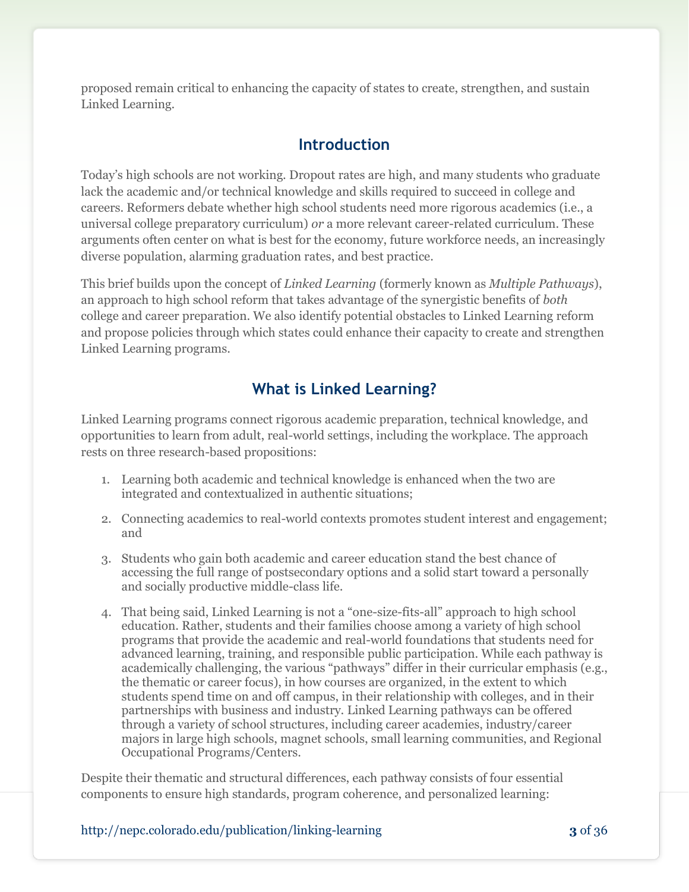proposed remain critical to enhancing the capacity of states to create, strengthen, and sustain Linked Learning.

## Introduction

Today's high schools are not working. Dropout rates are high, and many students who graduate lack the academic and/or technical knowledge and skills required to succeed in college and careers. Reformers debate whether high school students need more rigorous academics (i.e., a universal college preparatory curriculum) *or* a more relevant career-related curriculum. These arguments often center on what is best for the economy, future workforce needs, an increasingly diverse population, alarming graduation rates, and best practice.

This brief builds upon the concept of *Linked Learning* (formerly known as *Multiple Pathways*), an approach to high school reform that takes advantage of the synergistic benefits of *both* college and career preparation. We also identify potential obstacles to Linked Learning reform and propose policies through which states could enhance their capacity to create and strengthen Linked Learning programs.

## What is Linked Learning?

Linked Learning programs connect rigorous academic preparation, technical knowledge, and opportunities to learn from adult, real-world settings, including the workplace. The approach rests on three research-based propositions:

1. Learning both academic and technical knowledge is enhanced when the two are integrated and contextualized in authentic situations;
2. Connecting academics to real-world contexts promotes student interest and engagement; and
3. Students who gain both academic and career education stand the best chance of accessing the full range of postsecondary options and a solid start toward a personally and socially productive middle-class life.
4. That being said, Linked Learning is not a "one-size-fits-all" approach to high school education. Rather, students and their families choose among a variety of high school programs that provide the academic and real-world foundations that students need for advanced learning, training, and responsible public participation. While each pathway is academically challenging, the various "pathways" differ in their curricular emphasis (e.g., the thematic or career focus), in how courses are organized, in the extent to which students spend time on and off campus, in their relationship with colleges, and in their partnerships with business and industry. Linked Learning pathways can be offered through a variety of school structures, including career academies, industry/career majors in large high schools, magnet schools, small learning communities, and Regional Occupational Programs/Centers.

Despite their thematic and structural differences, each pathway consists of four essential components to ensure high standards, program coherence, and personalized learning: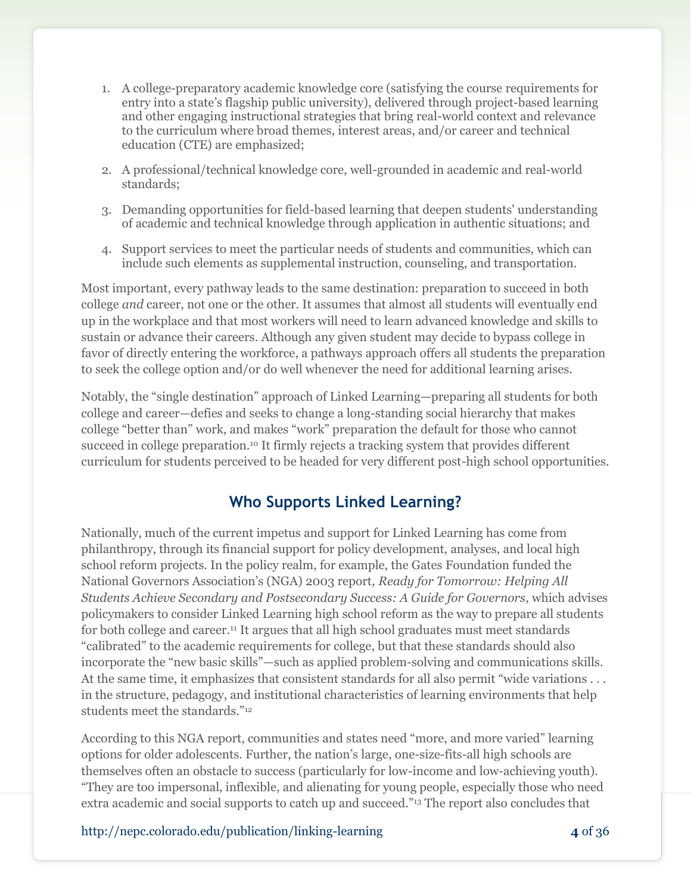1. A college-preparatory academic knowledge core (satisfying the course requirements for entry into a state's flagship public university), delivered through project-based learning and other engaging instructional strategies that bring real-world context and relevance to the curriculum where broad themes, interest areas, and/or career and technical education (CTE) are emphasized;

2. A professional/technical knowledge core, well-grounded in academic and real-world standards;

3. Demanding opportunities for field-based learning that deepen students' understanding of academic and technical knowledge through application in authentic situations; and

4. Support services to meet the particular needs of students and communities, which can include such elements as supplemental instruction, counseling, and transportation.

Most important, every pathway leads to the same destination: preparation to succeed in both college *and* career, not one or the other. It assumes that almost all students will eventually end up in the workplace and that most workers will need to learn advanced knowledge and skills to sustain or advance their careers. Although any given student may decide to bypass college in favor of directly entering the workforce, a pathways approach offers all students the preparation to seek the college option and/or do well whenever the need for additional learning arises.

Notably, the "single destination" approach of Linked Learning—preparing all students for both college and career—defies and seeks to change a long-standing social hierarchy that makes college "better than" work, and makes "work" preparation the default for those who cannot succeed in college preparation.[10] It firmly rejects a tracking system that provides different curriculum for students perceived to be headed for very different post-high school opportunities.

## Who Supports Linked Learning?

Nationally, much of the current impetus and support for Linked Learning has come from philanthropy, through its financial support for policy development, analyses, and local high school reform projects. In the policy realm, for example, the Gates Foundation funded the National Governors Association's (NGA) 2003 report, *Ready for Tomorrow: Helping All Students Achieve Secondary and Postsecondary Success: A Guide for Governors*, which advises policymakers to consider Linked Learning high school reform as the way to prepare all students for both college and career.[11] It argues that all high school graduates must meet standards "calibrated" to the academic requirements for college, but that these standards should also incorporate the "new basic skills"—such as applied problem-solving and communications skills. At the same time, it emphasizes that consistent standards for all also permit "wide variations . . . in the structure, pedagogy, and institutional characteristics of learning environments that help students meet the standards."[12]

According to this NGA report, communities and states need "more, and more varied" learning options for older adolescents. Further, the nation's large, one-size-fits-all high schools are themselves often an obstacle to success (particularly for low-income and low-achieving youth). "They are too impersonal, inflexible, and alienating for young people, especially those who need extra academic and social supports to catch up and succeed."[13] The report also concludes that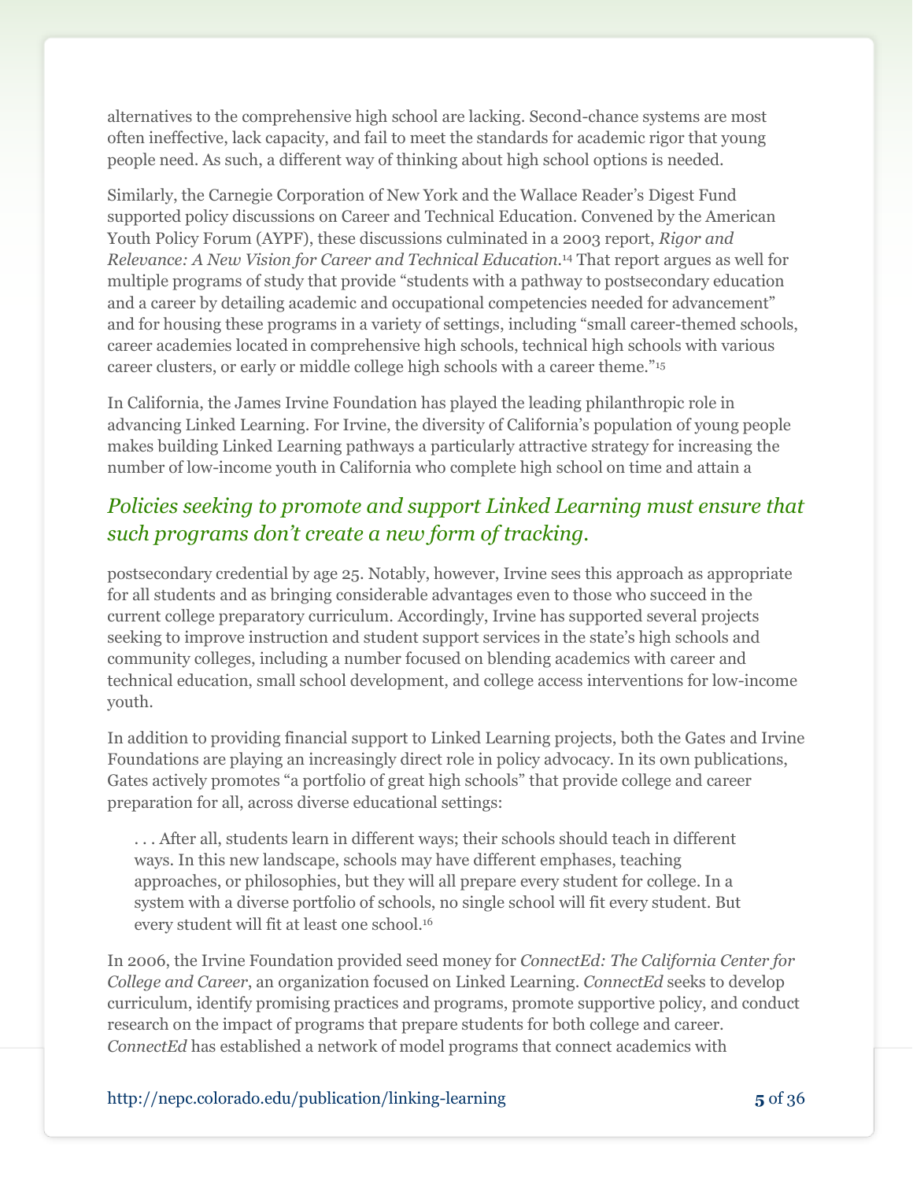alternatives to the comprehensive high school are lacking. Second-chance systems are most often ineffective, lack capacity, and fail to meet the standards for academic rigor that young people need. As such, a different way of thinking about high school options is needed.

Similarly, the Carnegie Corporation of New York and the Wallace Reader's Digest Fund supported policy discussions on Career and Technical Education. Convened by the American Youth Policy Forum (AYPF), these discussions culminated in a 2003 report, *Rigor and Relevance: A New Vision for Career and Technical Education*.[14] That report argues as well for multiple programs of study that provide "students with a pathway to postsecondary education and a career by detailing academic and occupational competencies needed for advancement" and for housing these programs in a variety of settings, including "small career-themed schools, career academies located in comprehensive high schools, technical high schools with various career clusters, or early or middle college high schools with a career theme."[15]

In California, the James Irvine Foundation has played the leading philanthropic role in advancing Linked Learning. For Irvine, the diversity of California's population of young people makes building Linked Learning pathways a particularly attractive strategy for increasing the number of low-income youth in California who complete high school on time and attain a postsecondary credential by age 25. Notably, however, Irvine sees this approach as appropriate for all students and as bringing considerable advantages even to those who succeed in the current college preparatory curriculum. Accordingly, Irvine has supported several projects seeking to improve instruction and student support services in the state's high schools and community colleges, including a number focused on blending academics with career and technical education, small school development, and college access interventions for low-income youth.

*Policies seeking to promote and support Linked Learning must ensure that such programs don't create a new form of tracking.*

In addition to providing financial support to Linked Learning projects, both the Gates and Irvine Foundations are playing an increasingly direct role in policy advocacy. In its own publications, Gates actively promotes "a portfolio of great high schools" that provide college and career preparation for all, across diverse educational settings:

> . . . After all, students learn in different ways; their schools should teach in different ways. In this new landscape, schools may have different emphases, teaching approaches, or philosophies, but they will all prepare every student for college. In a system with a diverse portfolio of schools, no single school will fit every student. But every student will fit at least one school.[16]

In 2006, the Irvine Foundation provided seed money for *ConnectEd: The California Center for College and Career*, an organization focused on Linked Learning. *ConnectEd* seeks to develop curriculum, identify promising practices and programs, promote supportive policy, and conduct research on the impact of programs that prepare students for both college and career. *ConnectEd* has established a network of model programs that connect academics with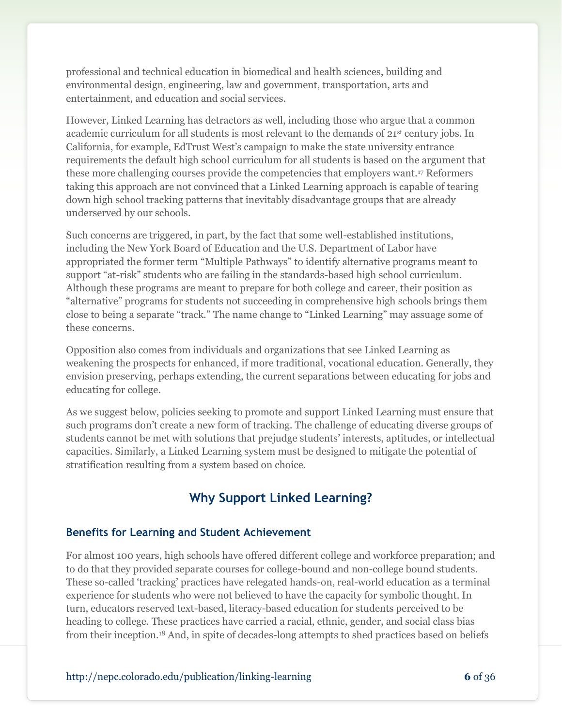professional and technical education in biomedical and health sciences, building and environmental design, engineering, law and government, transportation, arts and entertainment, and education and social services.

However, Linked Learning has detractors as well, including those who argue that a common academic curriculum for all students is most relevant to the demands of 21st century jobs. In California, for example, EdTrust West's campaign to make the state university entrance requirements the default high school curriculum for all students is based on the argument that these more challenging courses provide the competencies that employers want.[17] Reformers taking this approach are not convinced that a Linked Learning approach is capable of tearing down high school tracking patterns that inevitably disadvantage groups that are already underserved by our schools.

Such concerns are triggered, in part, by the fact that some well-established institutions, including the New York Board of Education and the U.S. Department of Labor have appropriated the former term "Multiple Pathways" to identify alternative programs meant to support "at-risk" students who are failing in the standards-based high school curriculum. Although these programs are meant to prepare for both college and career, their position as "alternative" programs for students not succeeding in comprehensive high schools brings them close to being a separate "track." The name change to "Linked Learning" may assuage some of these concerns.

Opposition also comes from individuals and organizations that see Linked Learning as weakening the prospects for enhanced, if more traditional, vocational education. Generally, they envision preserving, perhaps extending, the current separations between educating for jobs and educating for college.

As we suggest below, policies seeking to promote and support Linked Learning must ensure that such programs don't create a new form of tracking. The challenge of educating diverse groups of students cannot be met with solutions that prejudge students' interests, aptitudes, or intellectual capacities. Similarly, a Linked Learning system must be designed to mitigate the potential of stratification resulting from a system based on choice.

## Why Support Linked Learning?

### Benefits for Learning and Student Achievement

For almost 100 years, high schools have offered different college and workforce preparation; and to do that they provided separate courses for college-bound and non-college bound students. These so-called 'tracking' practices have relegated hands-on, real-world education as a terminal experience for students who were not believed to have the capacity for symbolic thought. In turn, educators reserved text-based, literacy-based education for students perceived to be heading to college. These practices have carried a racial, ethnic, gender, and social class bias from their inception.[18] And, in spite of decades-long attempts to shed practices based on beliefs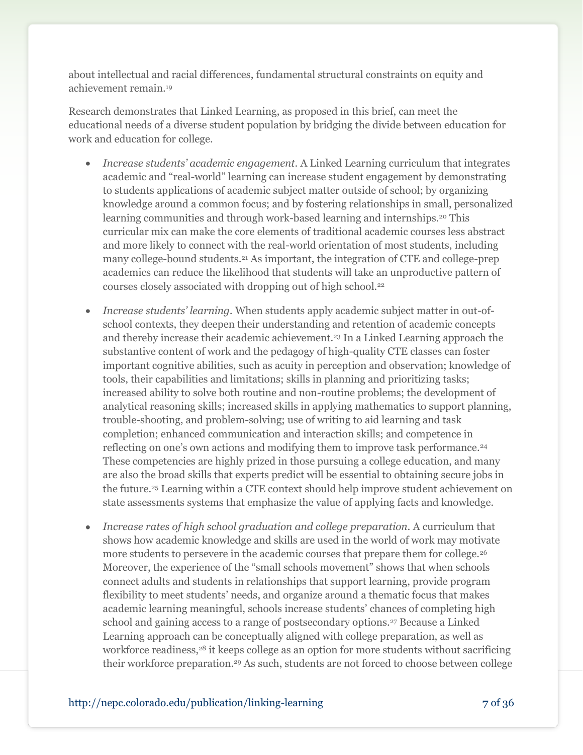about intellectual and racial differences, fundamental structural constraints on equity and achievement remain.[19]

Research demonstrates that Linked Learning, as proposed in this brief, can meet the educational needs of a diverse student population by bridging the divide between education for work and education for college.

- *Increase students' academic engagement*. A Linked Learning curriculum that integrates academic and "real-world" learning can increase student engagement by demonstrating to students applications of academic subject matter outside of school; by organizing knowledge around a common focus; and by fostering relationships in small, personalized learning communities and through work-based learning and internships.[20] This curricular mix can make the core elements of traditional academic courses less abstract and more likely to connect with the real-world orientation of most students, including many college-bound students.[21] As important, the integration of CTE and college-prep academics can reduce the likelihood that students will take an unproductive pattern of courses closely associated with dropping out of high school.[22]

- *Increase students' learning*. When students apply academic subject matter in out-of-school contexts, they deepen their understanding and retention of academic concepts and thereby increase their academic achievement.[23] In a Linked Learning approach the substantive content of work and the pedagogy of high-quality CTE classes can foster important cognitive abilities, such as acuity in perception and observation; knowledge of tools, their capabilities and limitations; skills in planning and prioritizing tasks; increased ability to solve both routine and non-routine problems; the development of analytical reasoning skills; increased skills in applying mathematics to support planning, trouble-shooting, and problem-solving; use of writing to aid learning and task completion; enhanced communication and interaction skills; and competence in reflecting on one's own actions and modifying them to improve task performance.[24] These competencies are highly prized in those pursuing a college education, and many are also the broad skills that experts predict will be essential to obtaining secure jobs in the future.[25] Learning within a CTE context should help improve student achievement on state assessments systems that emphasize the value of applying facts and knowledge.

- *Increase rates of high school graduation and college preparation*. A curriculum that shows how academic knowledge and skills are used in the world of work may motivate more students to persevere in the academic courses that prepare them for college.[26] Moreover, the experience of the "small schools movement" shows that when schools connect adults and students in relationships that support learning, provide program flexibility to meet students' needs, and organize around a thematic focus that makes academic learning meaningful, schools increase students' chances of completing high school and gaining access to a range of postsecondary options.[27] Because a Linked Learning approach can be conceptually aligned with college preparation, as well as workforce readiness,[28] it keeps college as an option for more students without sacrificing their workforce preparation.[29] As such, students are not forced to choose between college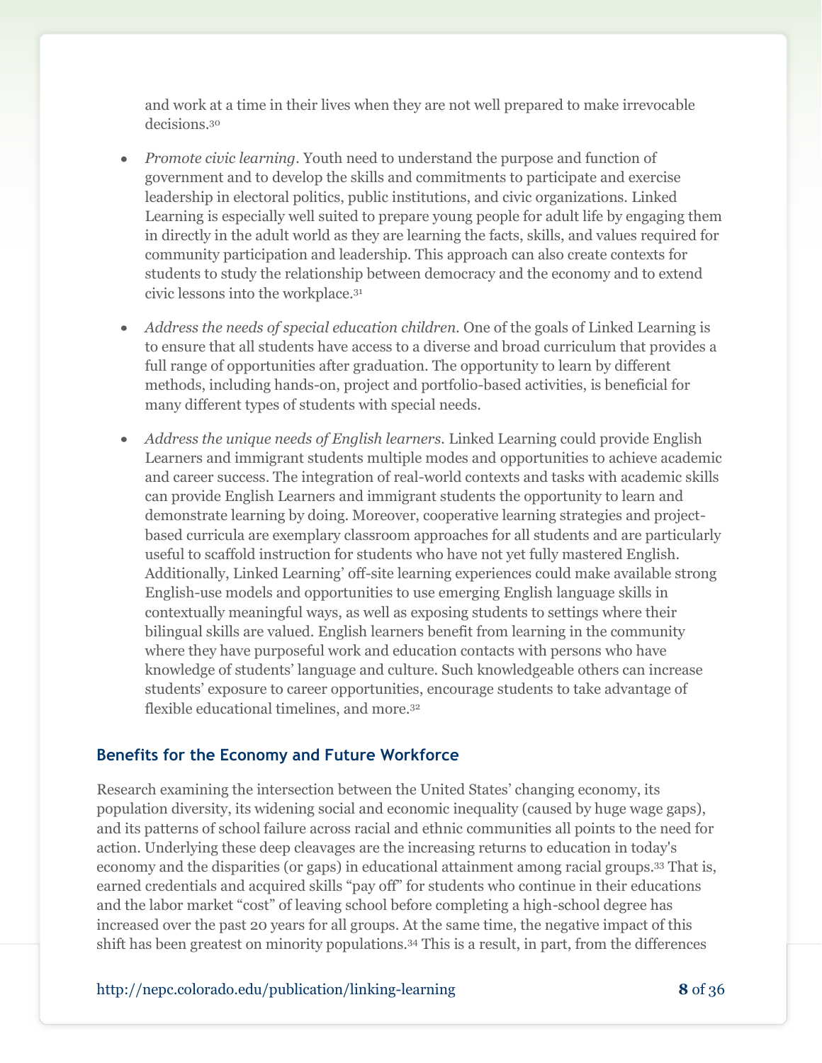and work at a time in their lives when they are not well prepared to make irrevocable decisions.[30]

- *Promote civic learning*. Youth need to understand the purpose and function of government and to develop the skills and commitments to participate and exercise leadership in electoral politics, public institutions, and civic organizations. Linked Learning is especially well suited to prepare young people for adult life by engaging them in directly in the adult world as they are learning the facts, skills, and values required for community participation and leadership. This approach can also create contexts for students to study the relationship between democracy and the economy and to extend civic lessons into the workplace.[31]

- *Address the needs of special education children.* One of the goals of Linked Learning is to ensure that all students have access to a diverse and broad curriculum that provides a full range of opportunities after graduation. The opportunity to learn by different methods, including hands-on, project and portfolio-based activities, is beneficial for many different types of students with special needs.

- *Address the unique needs of English learners.* Linked Learning could provide English Learners and immigrant students multiple modes and opportunities to achieve academic and career success. The integration of real-world contexts and tasks with academic skills can provide English Learners and immigrant students the opportunity to learn and demonstrate learning by doing. Moreover, cooperative learning strategies and project-based curricula are exemplary classroom approaches for all students and are particularly useful to scaffold instruction for students who have not yet fully mastered English. Additionally, Linked Learning' off-site learning experiences could make available strong English-use models and opportunities to use emerging English language skills in contextually meaningful ways, as well as exposing students to settings where their bilingual skills are valued. English learners benefit from learning in the community where they have purposeful work and education contacts with persons who have knowledge of students' language and culture. Such knowledgeable others can increase students' exposure to career opportunities, encourage students to take advantage of flexible educational timelines, and more.[32]

### Benefits for the Economy and Future Workforce

Research examining the intersection between the United States' changing economy, its population diversity, its widening social and economic inequality (caused by huge wage gaps), and its patterns of school failure across racial and ethnic communities all points to the need for action. Underlying these deep cleavages are the increasing returns to education in today's economy and the disparities (or gaps) in educational attainment among racial groups.[33] That is, earned credentials and acquired skills "pay off" for students who continue in their educations and the labor market "cost" of leaving school before completing a high-school degree has increased over the past 20 years for all groups. At the same time, the negative impact of this shift has been greatest on minority populations.[34] This is a result, in part, from the differences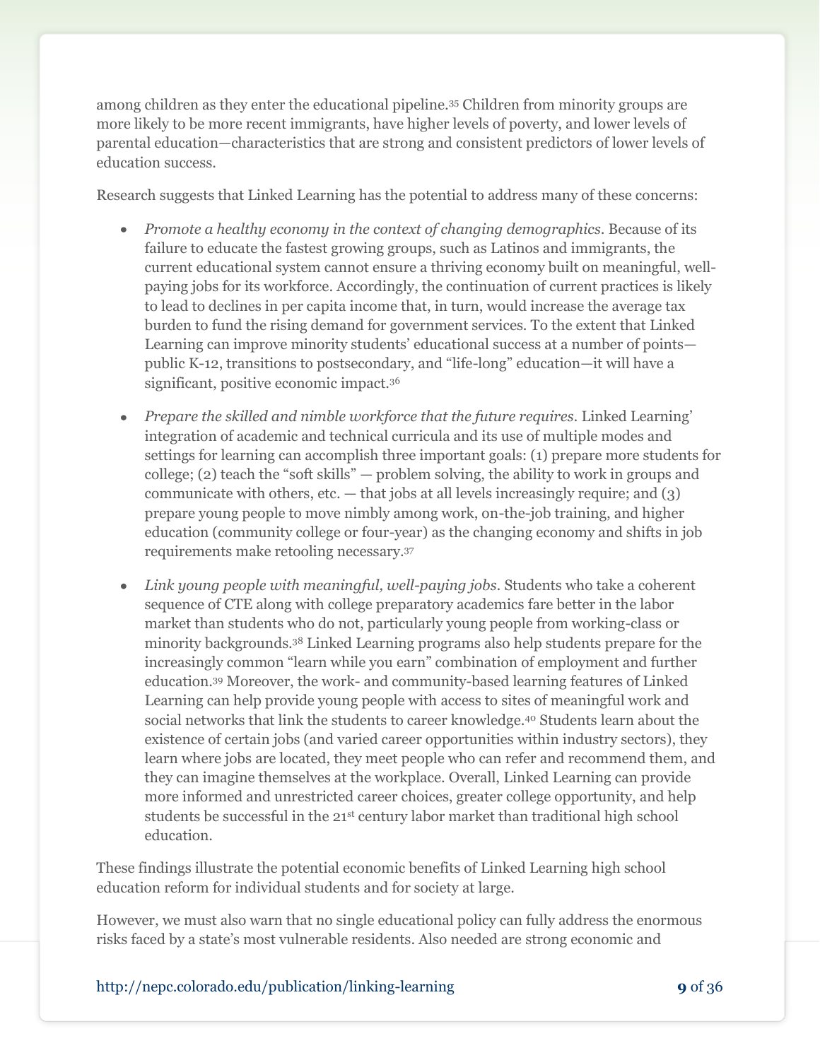among children as they enter the educational pipeline.[35] Children from minority groups are more likely to be more recent immigrants, have higher levels of poverty, and lower levels of parental education—characteristics that are strong and consistent predictors of lower levels of education success.

Research suggests that Linked Learning has the potential to address many of these concerns:

- *Promote a healthy economy in the context of changing demographics*. Because of its failure to educate the fastest growing groups, such as Latinos and immigrants, the current educational system cannot ensure a thriving economy built on meaningful, well-paying jobs for its workforce. Accordingly, the continuation of current practices is likely to lead to declines in per capita income that, in turn, would increase the average tax burden to fund the rising demand for government services. To the extent that Linked Learning can improve minority students' educational success at a number of points—public K-12, transitions to postsecondary, and "life-long" education—it will have a significant, positive economic impact.[36]
- *Prepare the skilled and nimble workforce that the future requires*. Linked Learning' integration of academic and technical curricula and its use of multiple modes and settings for learning can accomplish three important goals: (1) prepare more students for college; (2) teach the "soft skills" — problem solving, the ability to work in groups and communicate with others, etc. — that jobs at all levels increasingly require; and (3) prepare young people to move nimbly among work, on-the-job training, and higher education (community college or four-year) as the changing economy and shifts in job requirements make retooling necessary.[37]
- *Link young people with meaningful, well-paying jobs*. Students who take a coherent sequence of CTE along with college preparatory academics fare better in the labor market than students who do not, particularly young people from working-class or minority backgrounds.[38] Linked Learning programs also help students prepare for the increasingly common "learn while you earn" combination of employment and further education.[39] Moreover, the work- and community-based learning features of Linked Learning can help provide young people with access to sites of meaningful work and social networks that link the students to career knowledge.[40] Students learn about the existence of certain jobs (and varied career opportunities within industry sectors), they learn where jobs are located, they meet people who can refer and recommend them, and they can imagine themselves at the workplace. Overall, Linked Learning can provide more informed and unrestricted career choices, greater college opportunity, and help students be successful in the 21st century labor market than traditional high school education.

These findings illustrate the potential economic benefits of Linked Learning high school education reform for individual students and for society at large.

However, we must also warn that no single educational policy can fully address the enormous risks faced by a state's most vulnerable residents. Also needed are strong economic and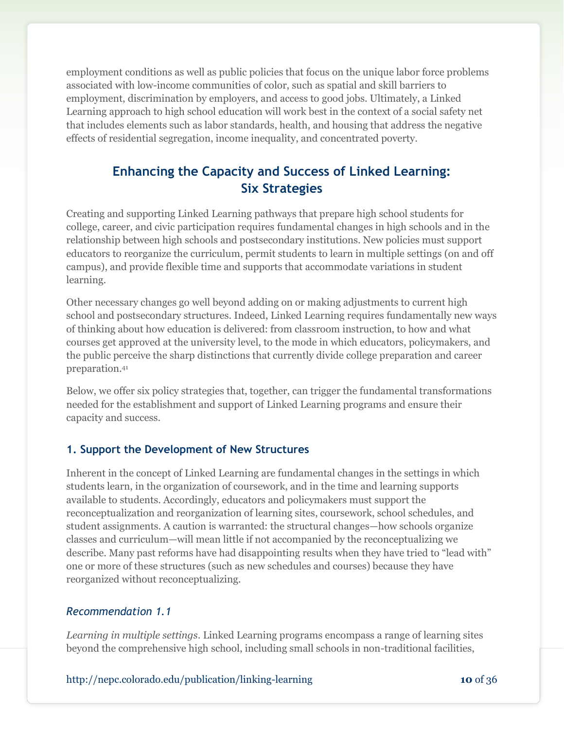employment conditions as well as public policies that focus on the unique labor force problems associated with low-income communities of color, such as spatial and skill barriers to employment, discrimination by employers, and access to good jobs. Ultimately, a Linked Learning approach to high school education will work best in the context of a social safety net that includes elements such as labor standards, health, and housing that address the negative effects of residential segregation, income inequality, and concentrated poverty.

## Enhancing the Capacity and Success of Linked Learning: Six Strategies

Creating and supporting Linked Learning pathways that prepare high school students for college, career, and civic participation requires fundamental changes in high schools and in the relationship between high schools and postsecondary institutions. New policies must support educators to reorganize the curriculum, permit students to learn in multiple settings (on and off campus), and provide flexible time and supports that accommodate variations in student learning.

Other necessary changes go well beyond adding on or making adjustments to current high school and postsecondary structures. Indeed, Linked Learning requires fundamentally new ways of thinking about how education is delivered: from classroom instruction, to how and what courses get approved at the university level, to the mode in which educators, policymakers, and the public perceive the sharp distinctions that currently divide college preparation and career preparation.[41]

Below, we offer six policy strategies that, together, can trigger the fundamental transformations needed for the establishment and support of Linked Learning programs and ensure their capacity and success.

### 1. Support the Development of New Structures

Inherent in the concept of Linked Learning are fundamental changes in the settings in which students learn, in the organization of coursework, and in the time and learning supports available to students. Accordingly, educators and policymakers must support the reconceptualization and reorganization of learning sites, coursework, school schedules, and student assignments. A caution is warranted: the structural changes—how schools organize classes and curriculum—will mean little if not accompanied by the reconceptualizing we describe. Many past reforms have had disappointing results when they have tried to "lead with" one or more of these structures (such as new schedules and courses) because they have reorganized without reconceptualizing.

#### *Recommendation 1.1*

*Learning in multiple settings*. Linked Learning programs encompass a range of learning sites beyond the comprehensive high school, including small schools in non-traditional facilities,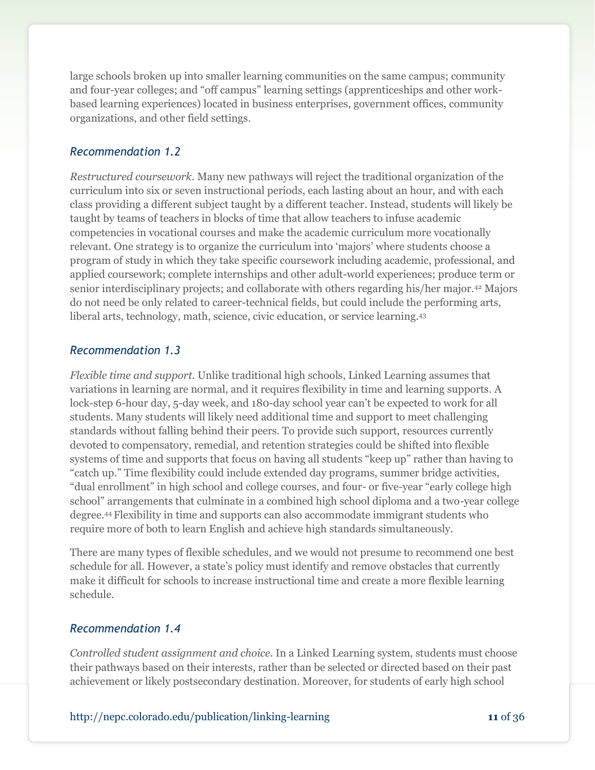large schools broken up into smaller learning communities on the same campus; community and four-year colleges; and "off campus" learning settings (apprenticeships and other work-based learning experiences) located in business enterprises, government offices, community organizations, and other field settings.

### *Recommendation 1.2*

*Restructured coursework*. Many new pathways will reject the traditional organization of the curriculum into six or seven instructional periods, each lasting about an hour, and with each class providing a different subject taught by a different teacher. Instead, students will likely be taught by teams of teachers in blocks of time that allow teachers to infuse academic competencies in vocational courses and make the academic curriculum more vocationally relevant. One strategy is to organize the curriculum into 'majors' where students choose a program of study in which they take specific coursework including academic, professional, and applied coursework; complete internships and other adult-world experiences; produce term or senior interdisciplinary projects; and collaborate with others regarding his/her major.[42] Majors do not need be only related to career-technical fields, but could include the performing arts, liberal arts, technology, math, science, civic education, or service learning.[43]

### *Recommendation 1.3*

*Flexible time and support.* Unlike traditional high schools, Linked Learning assumes that variations in learning are normal, and it requires flexibility in time and learning supports. A lock-step 6-hour day, 5-day week, and 180-day school year can't be expected to work for all students. Many students will likely need additional time and support to meet challenging standards without falling behind their peers. To provide such support, resources currently devoted to compensatory, remedial, and retention strategies could be shifted into flexible systems of time and supports that focus on having all students "keep up" rather than having to "catch up." Time flexibility could include extended day programs, summer bridge activities, "dual enrollment" in high school and college courses, and four- or five-year "early college high school" arrangements that culminate in a combined high school diploma and a two-year college degree.[44] Flexibility in time and supports can also accommodate immigrant students who require more of both to learn English and achieve high standards simultaneously.

There are many types of flexible schedules, and we would not presume to recommend one best schedule for all. However, a state's policy must identify and remove obstacles that currently make it difficult for schools to increase instructional time and create a more flexible learning schedule.

### *Recommendation 1.4*

*Controlled student assignment and choice*. In a Linked Learning system, students must choose their pathways based on their interests, rather than be selected or directed based on their past achievement or likely postsecondary destination. Moreover, for students of early high school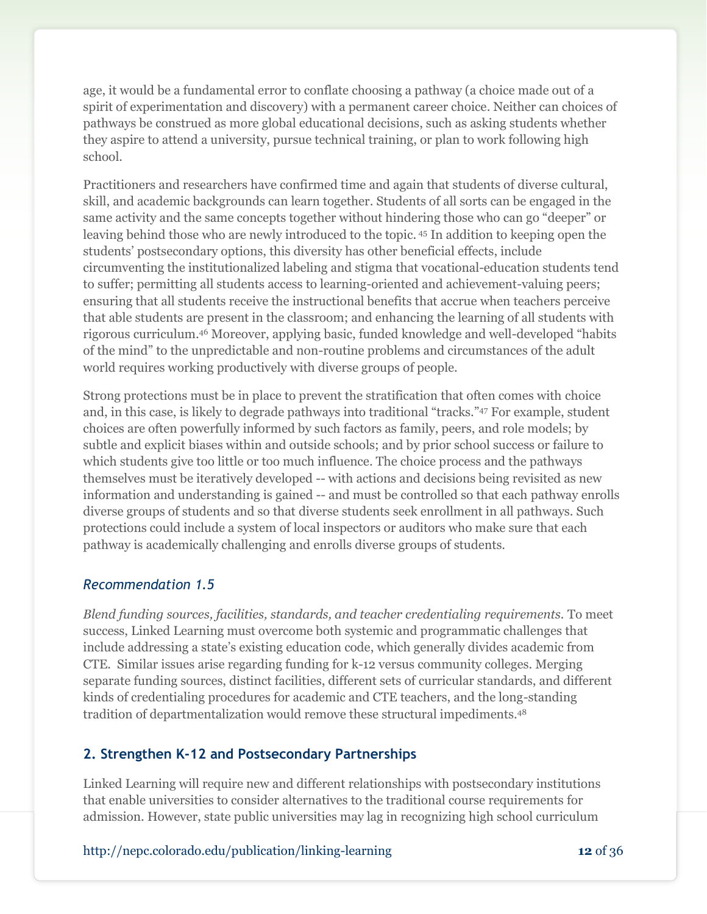age, it would be a fundamental error to conflate choosing a pathway (a choice made out of a spirit of experimentation and discovery) with a permanent career choice. Neither can choices of pathways be construed as more global educational decisions, such as asking students whether they aspire to attend a university, pursue technical training, or plan to work following high school.

Practitioners and researchers have confirmed time and again that students of diverse cultural, skill, and academic backgrounds can learn together. Students of all sorts can be engaged in the same activity and the same concepts together without hindering those who can go "deeper" or leaving behind those who are newly introduced to the topic. [45] In addition to keeping open the students' postsecondary options, this diversity has other beneficial effects, include circumventing the institutionalized labeling and stigma that vocational-education students tend to suffer; permitting all students access to learning-oriented and achievement-valuing peers; ensuring that all students receive the instructional benefits that accrue when teachers perceive that able students are present in the classroom; and enhancing the learning of all students with rigorous curriculum.[46] Moreover, applying basic, funded knowledge and well-developed "habits of the mind" to the unpredictable and non-routine problems and circumstances of the adult world requires working productively with diverse groups of people.

Strong protections must be in place to prevent the stratification that often comes with choice and, in this case, is likely to degrade pathways into traditional "tracks."[47] For example, student choices are often powerfully informed by such factors as family, peers, and role models; by subtle and explicit biases within and outside schools; and by prior school success or failure to which students give too little or too much influence. The choice process and the pathways themselves must be iteratively developed -- with actions and decisions being revisited as new information and understanding is gained -- and must be controlled so that each pathway enrolls diverse groups of students and so that diverse students seek enrollment in all pathways. Such protections could include a system of local inspectors or auditors who make sure that each pathway is academically challenging and enrolls diverse groups of students.

### *Recommendation 1.5*

*Blend funding sources, facilities, standards, and teacher credentialing requirements.* To meet success, Linked Learning must overcome both systemic and programmatic challenges that include addressing a state's existing education code, which generally divides academic from CTE. Similar issues arise regarding funding for k-12 versus community colleges. Merging separate funding sources, distinct facilities, different sets of curricular standards, and different kinds of credentialing procedures for academic and CTE teachers, and the long-standing tradition of departmentalization would remove these structural impediments.[48]

## 2. Strengthen K-12 and Postsecondary Partnerships

Linked Learning will require new and different relationships with postsecondary institutions that enable universities to consider alternatives to the traditional course requirements for admission. However, state public universities may lag in recognizing high school curriculum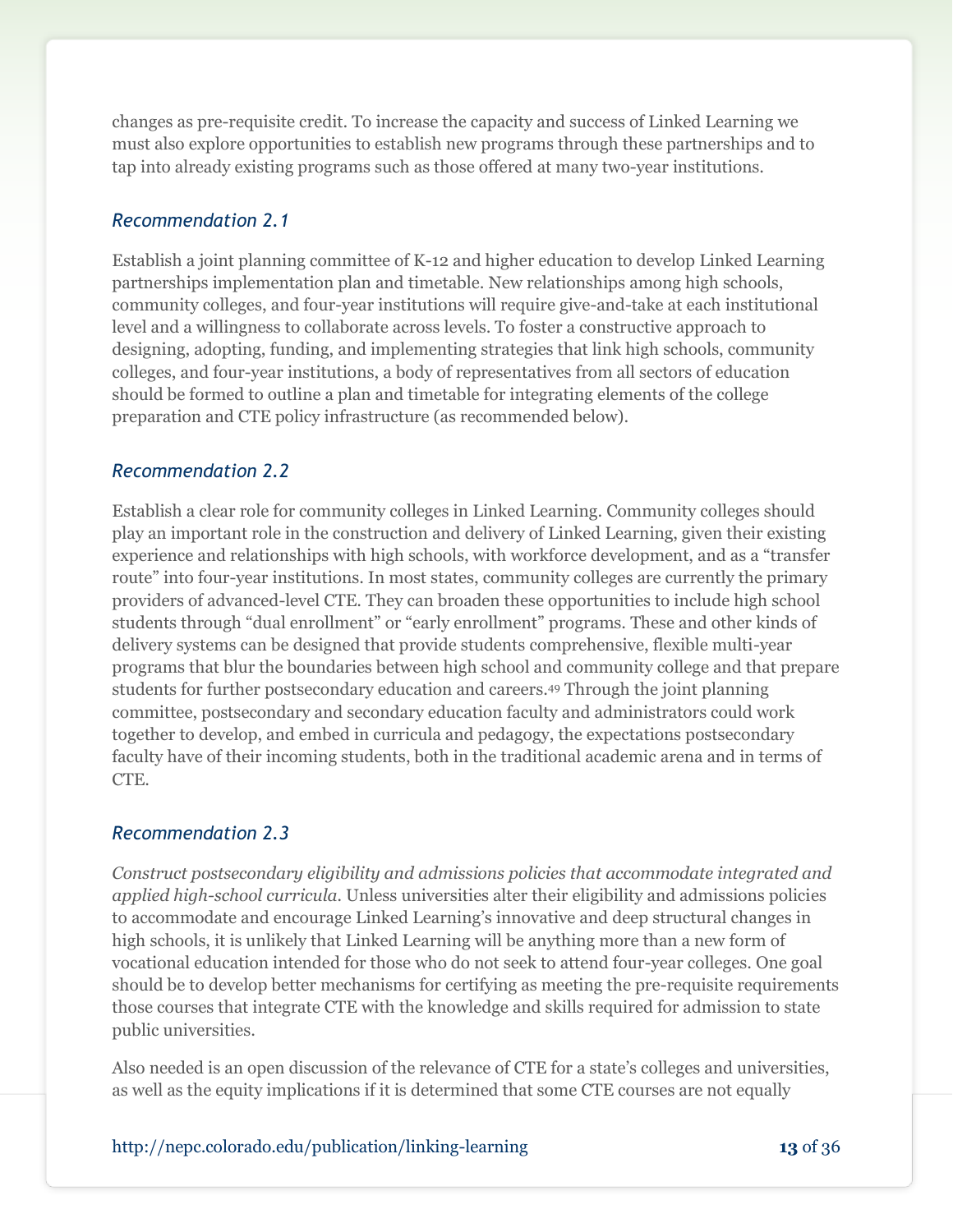changes as pre-requisite credit. To increase the capacity and success of Linked Learning we must also explore opportunities to establish new programs through these partnerships and to tap into already existing programs such as those offered at many two-year institutions.

### *Recommendation 2.1*

Establish a joint planning committee of K-12 and higher education to develop Linked Learning partnerships implementation plan and timetable. New relationships among high schools, community colleges, and four-year institutions will require give-and-take at each institutional level and a willingness to collaborate across levels. To foster a constructive approach to designing, adopting, funding, and implementing strategies that link high schools, community colleges, and four-year institutions, a body of representatives from all sectors of education should be formed to outline a plan and timetable for integrating elements of the college preparation and CTE policy infrastructure (as recommended below).

### *Recommendation 2.2*

Establish a clear role for community colleges in Linked Learning. Community colleges should play an important role in the construction and delivery of Linked Learning, given their existing experience and relationships with high schools, with workforce development, and as a "transfer route" into four-year institutions. In most states, community colleges are currently the primary providers of advanced-level CTE. They can broaden these opportunities to include high school students through "dual enrollment" or "early enrollment" programs. These and other kinds of delivery systems can be designed that provide students comprehensive, flexible multi-year programs that blur the boundaries between high school and community college and that prepare students for further postsecondary education and careers.[49] Through the joint planning committee, postsecondary and secondary education faculty and administrators could work together to develop, and embed in curricula and pedagogy, the expectations postsecondary faculty have of their incoming students, both in the traditional academic arena and in terms of CTE.

### *Recommendation 2.3*

*Construct postsecondary eligibility and admissions policies that accommodate integrated and applied high-school curricula.* Unless universities alter their eligibility and admissions policies to accommodate and encourage Linked Learning's innovative and deep structural changes in high schools, it is unlikely that Linked Learning will be anything more than a new form of vocational education intended for those who do not seek to attend four-year colleges. One goal should be to develop better mechanisms for certifying as meeting the pre-requisite requirements those courses that integrate CTE with the knowledge and skills required for admission to state public universities.

Also needed is an open discussion of the relevance of CTE for a state's colleges and universities, as well as the equity implications if it is determined that some CTE courses are not equally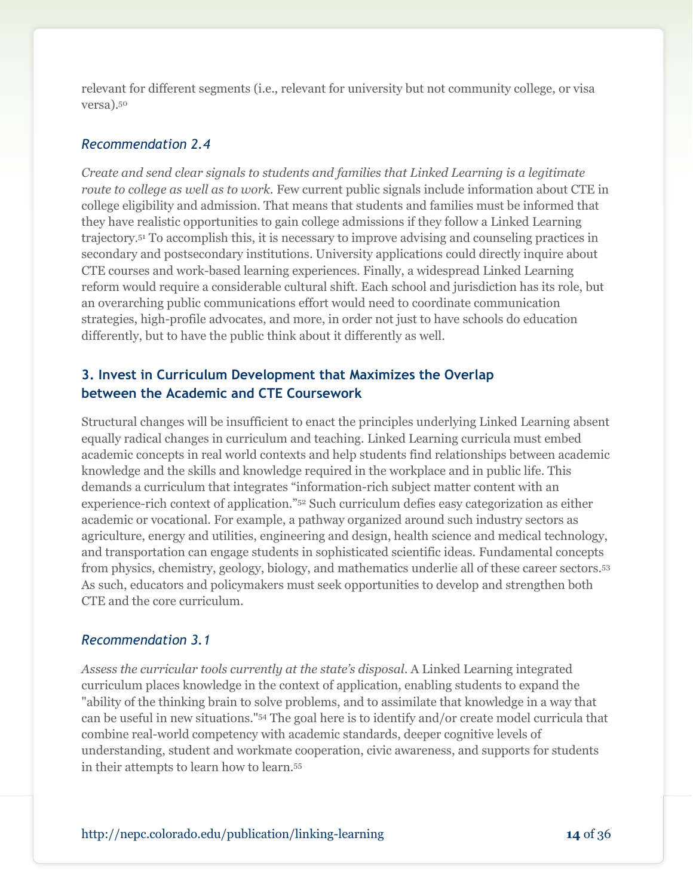relevant for different segments (i.e., relevant for university but not community college, or visa versa).[50]

### *Recommendation 2.4*

*Create and send clear signals to students and families that Linked Learning is a legitimate route to college as well as to work.* Few current public signals include information about CTE in college eligibility and admission. That means that students and families must be informed that they have realistic opportunities to gain college admissions if they follow a Linked Learning trajectory.[51] To accomplish this, it is necessary to improve advising and counseling practices in secondary and postsecondary institutions. University applications could directly inquire about CTE courses and work-based learning experiences. Finally, a widespread Linked Learning reform would require a considerable cultural shift. Each school and jurisdiction has its role, but an overarching public communications effort would need to coordinate communication strategies, high-profile advocates, and more, in order not just to have schools do education differently, but to have the public think about it differently as well.

## 3. Invest in Curriculum Development that Maximizes the Overlap between the Academic and CTE Coursework

Structural changes will be insufficient to enact the principles underlying Linked Learning absent equally radical changes in curriculum and teaching. Linked Learning curricula must embed academic concepts in real world contexts and help students find relationships between academic knowledge and the skills and knowledge required in the workplace and in public life. This demands a curriculum that integrates "information-rich subject matter content with an experience-rich context of application."[52] Such curriculum defies easy categorization as either academic or vocational. For example, a pathway organized around such industry sectors as agriculture, energy and utilities, engineering and design, health science and medical technology, and transportation can engage students in sophisticated scientific ideas. Fundamental concepts from physics, chemistry, geology, biology, and mathematics underlie all of these career sectors.[53] As such, educators and policymakers must seek opportunities to develop and strengthen both CTE and the core curriculum.

### *Recommendation 3.1*

*Assess the curricular tools currently at the state's disposal.* A Linked Learning integrated curriculum places knowledge in the context of application, enabling students to expand the "ability of the thinking brain to solve problems, and to assimilate that knowledge in a way that can be useful in new situations."[54] The goal here is to identify and/or create model curricula that combine real-world competency with academic standards, deeper cognitive levels of understanding, student and workmate cooperation, civic awareness, and supports for students in their attempts to learn how to learn.[55]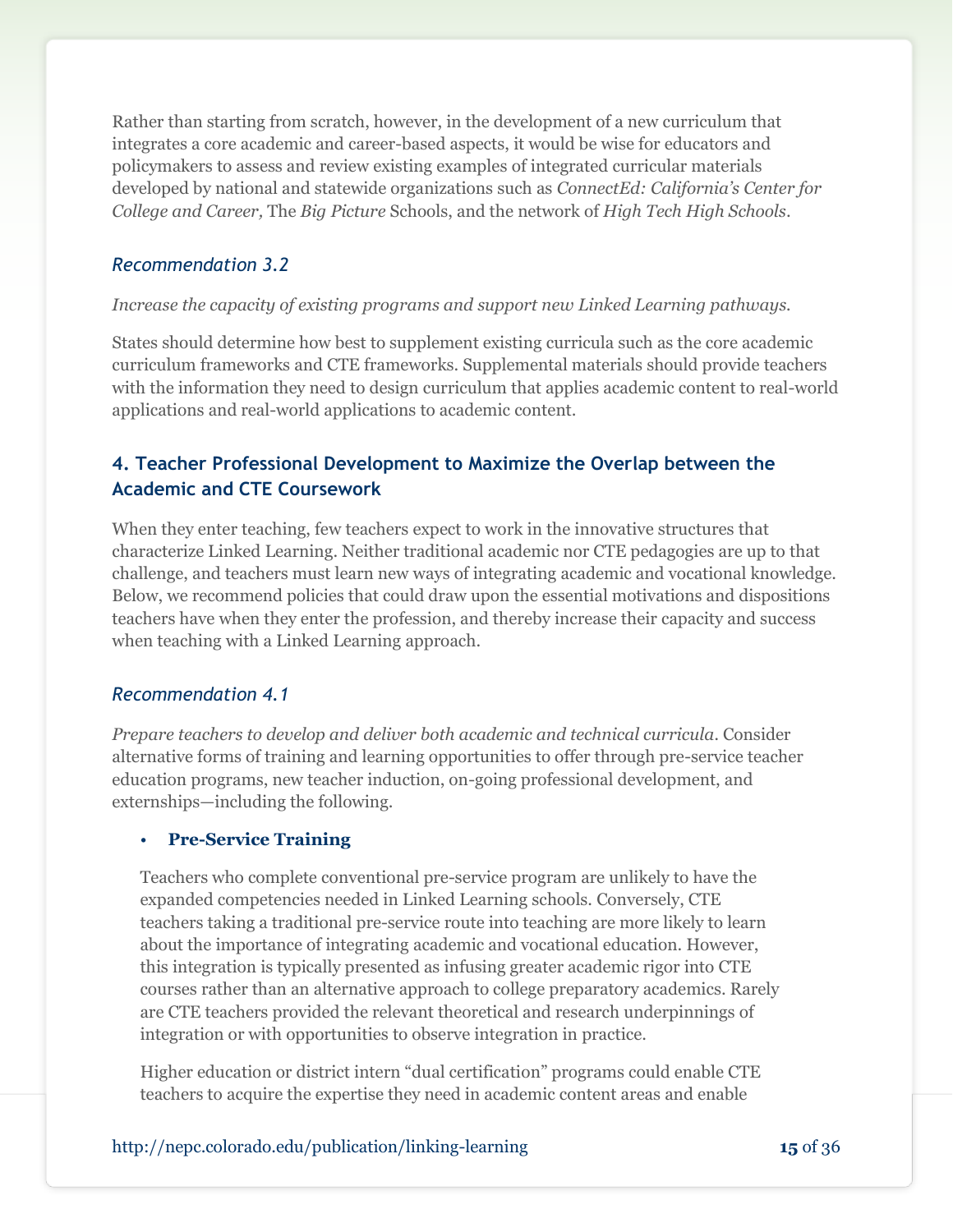Rather than starting from scratch, however, in the development of a new curriculum that integrates a core academic and career-based aspects, it would be wise for educators and policymakers to assess and review existing examples of integrated curricular materials developed by national and statewide organizations such as *ConnectEd: California's Center for College and Career,* The *Big Picture* Schools, and the network of *High Tech High Schools*.

### *Recommendation 3.2*

*Increase the capacity of existing programs and support new Linked Learning pathways.*

States should determine how best to supplement existing curricula such as the core academic curriculum frameworks and CTE frameworks. Supplemental materials should provide teachers with the information they need to design curriculum that applies academic content to real-world applications and real-world applications to academic content.

## 4. Teacher Professional Development to Maximize the Overlap between the Academic and CTE Coursework

When they enter teaching, few teachers expect to work in the innovative structures that characterize Linked Learning. Neither traditional academic nor CTE pedagogies are up to that challenge, and teachers must learn new ways of integrating academic and vocational knowledge. Below, we recommend policies that could draw upon the essential motivations and dispositions teachers have when they enter the profession, and thereby increase their capacity and success when teaching with a Linked Learning approach.

### *Recommendation 4.1*

*Prepare teachers to develop and deliver both academic and technical curricula*. Consider alternative forms of training and learning opportunities to offer through pre-service teacher education programs, new teacher induction, on-going professional development, and externships—including the following.

- **Pre-Service Training**

  Teachers who complete conventional pre-service program are unlikely to have the expanded competencies needed in Linked Learning schools. Conversely, CTE teachers taking a traditional pre-service route into teaching are more likely to learn about the importance of integrating academic and vocational education. However, this integration is typically presented as infusing greater academic rigor into CTE courses rather than an alternative approach to college preparatory academics. Rarely are CTE teachers provided the relevant theoretical and research underpinnings of integration or with opportunities to observe integration in practice.

  Higher education or district intern "dual certification" programs could enable CTE teachers to acquire the expertise they need in academic content areas and enable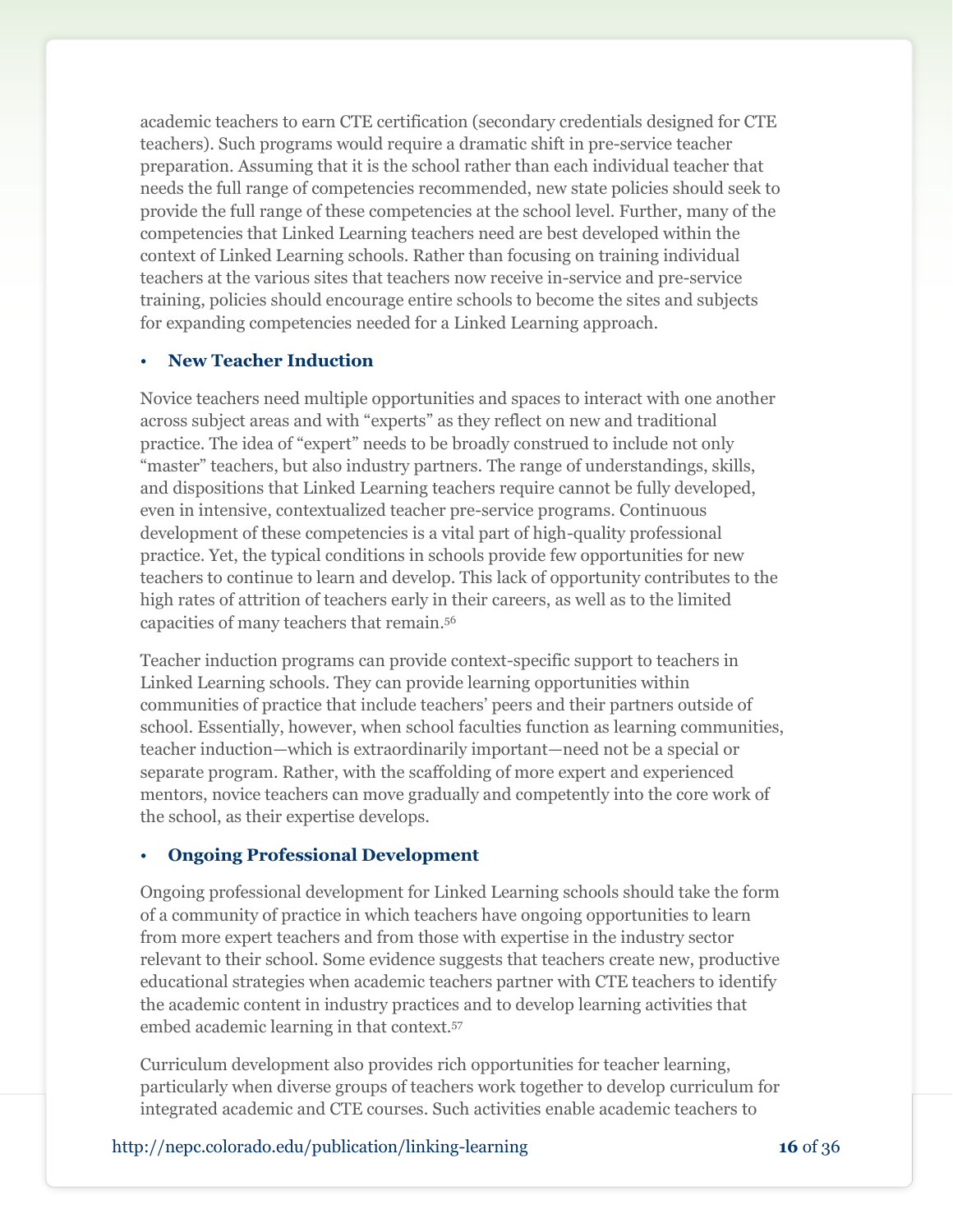academic teachers to earn CTE certification (secondary credentials designed for CTE teachers). Such programs would require a dramatic shift in pre-service teacher preparation. Assuming that it is the school rather than each individual teacher that needs the full range of competencies recommended, new state policies should seek to provide the full range of these competencies at the school level. Further, many of the competencies that Linked Learning teachers need are best developed within the context of Linked Learning schools. Rather than focusing on training individual teachers at the various sites that teachers now receive in-service and pre-service training, policies should encourage entire schools to become the sites and subjects for expanding competencies needed for a Linked Learning approach.

- **New Teacher Induction**

Novice teachers need multiple opportunities and spaces to interact with one another across subject areas and with "experts" as they reflect on new and traditional practice. The idea of "expert" needs to be broadly construed to include not only "master" teachers, but also industry partners. The range of understandings, skills, and dispositions that Linked Learning teachers require cannot be fully developed, even in intensive, contextualized teacher pre-service programs. Continuous development of these competencies is a vital part of high-quality professional practice. Yet, the typical conditions in schools provide few opportunities for new teachers to continue to learn and develop. This lack of opportunity contributes to the high rates of attrition of teachers early in their careers, as well as to the limited capacities of many teachers that remain.[56]

Teacher induction programs can provide context-specific support to teachers in Linked Learning schools. They can provide learning opportunities within communities of practice that include teachers' peers and their partners outside of school. Essentially, however, when school faculties function as learning communities, teacher induction—which is extraordinarily important—need not be a special or separate program. Rather, with the scaffolding of more expert and experienced mentors, novice teachers can move gradually and competently into the core work of the school, as their expertise develops.

- **Ongoing Professional Development**

Ongoing professional development for Linked Learning schools should take the form of a community of practice in which teachers have ongoing opportunities to learn from more expert teachers and from those with expertise in the industry sector relevant to their school. Some evidence suggests that teachers create new, productive educational strategies when academic teachers partner with CTE teachers to identify the academic content in industry practices and to develop learning activities that embed academic learning in that context.[57]

Curriculum development also provides rich opportunities for teacher learning, particularly when diverse groups of teachers work together to develop curriculum for integrated academic and CTE courses. Such activities enable academic teachers to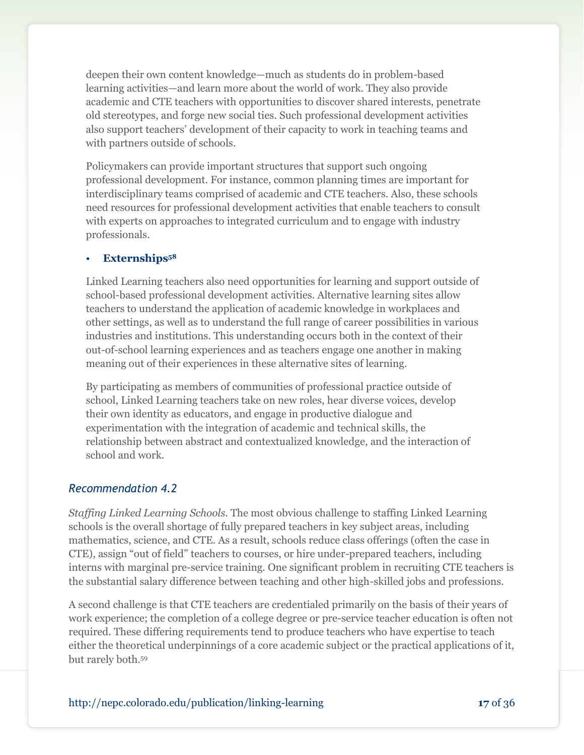deepen their own content knowledge—much as students do in problem-based learning activities—and learn more about the world of work. They also provide academic and CTE teachers with opportunities to discover shared interests, penetrate old stereotypes, and forge new social ties. Such professional development activities also support teachers' development of their capacity to work in teaching teams and with partners outside of schools.

Policymakers can provide important structures that support such ongoing professional development. For instance, common planning times are important for interdisciplinary teams comprised of academic and CTE teachers. Also, these schools need resources for professional development activities that enable teachers to consult with experts on approaches to integrated curriculum and to engage with industry professionals.

- **Externships**[58]

Linked Learning teachers also need opportunities for learning and support outside of school-based professional development activities. Alternative learning sites allow teachers to understand the application of academic knowledge in workplaces and other settings, as well as to understand the full range of career possibilities in various industries and institutions. This understanding occurs both in the context of their out-of-school learning experiences and as teachers engage one another in making meaning out of their experiences in these alternative sites of learning.

By participating as members of communities of professional practice outside of school, Linked Learning teachers take on new roles, hear diverse voices, develop their own identity as educators, and engage in productive dialogue and experimentation with the integration of academic and technical skills, the relationship between abstract and contextualized knowledge, and the interaction of school and work.

### *Recommendation 4.2*

*Staffing Linked Learning Schools*. The most obvious challenge to staffing Linked Learning schools is the overall shortage of fully prepared teachers in key subject areas, including mathematics, science, and CTE. As a result, schools reduce class offerings (often the case in CTE), assign "out of field" teachers to courses, or hire under-prepared teachers, including interns with marginal pre-service training. One significant problem in recruiting CTE teachers is the substantial salary difference between teaching and other high-skilled jobs and professions.

A second challenge is that CTE teachers are credentialed primarily on the basis of their years of work experience; the completion of a college degree or pre-service teacher education is often not required. These differing requirements tend to produce teachers who have expertise to teach either the theoretical underpinnings of a core academic subject or the practical applications of it, but rarely both.[59]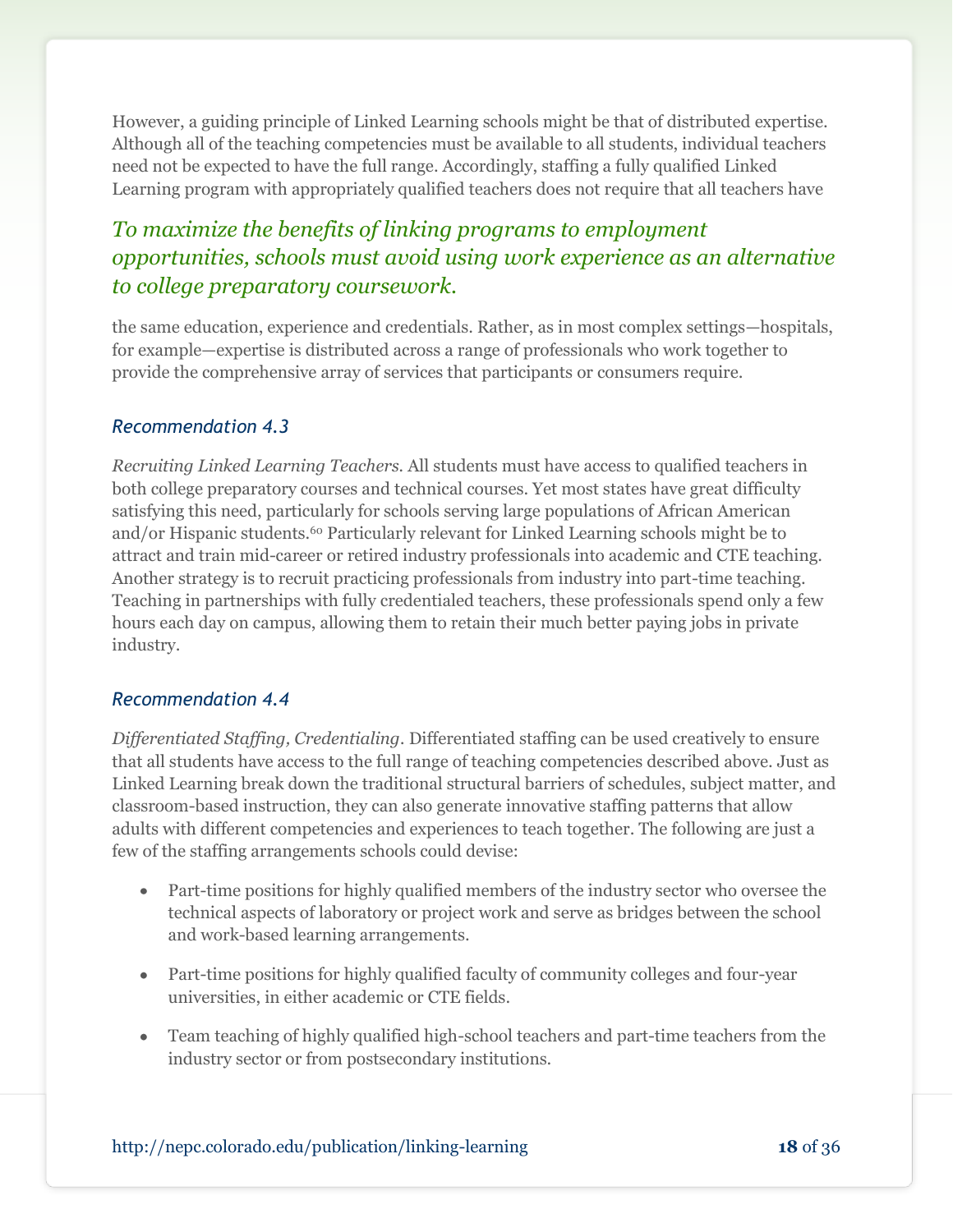However, a guiding principle of Linked Learning schools might be that of distributed expertise. Although all of the teaching competencies must be available to all students, individual teachers need not be expected to have the full range. Accordingly, staffing a fully qualified Linked Learning program with appropriately qualified teachers does not require that all teachers have the same education, experience and credentials. Rather, as in most complex settings—hospitals, for example—expertise is distributed across a range of professionals who work together to provide the comprehensive array of services that participants or consumers require.

> *To maximize the benefits of linking programs to employment opportunities, schools must avoid using work experience as an alternative to college preparatory coursework.*

### *Recommendation 4.3*

*Recruiting Linked Learning Teachers.* All students must have access to qualified teachers in both college preparatory courses and technical courses. Yet most states have great difficulty satisfying this need, particularly for schools serving large populations of African American and/or Hispanic students.[60] Particularly relevant for Linked Learning schools might be to attract and train mid-career or retired industry professionals into academic and CTE teaching. Another strategy is to recruit practicing professionals from industry into part-time teaching. Teaching in partnerships with fully credentialed teachers, these professionals spend only a few hours each day on campus, allowing them to retain their much better paying jobs in private industry.

### *Recommendation 4.4*

*Differentiated Staffing, Credentialing*. Differentiated staffing can be used creatively to ensure that all students have access to the full range of teaching competencies described above. Just as Linked Learning break down the traditional structural barriers of schedules, subject matter, and classroom-based instruction, they can also generate innovative staffing patterns that allow adults with different competencies and experiences to teach together. The following are just a few of the staffing arrangements schools could devise:

- Part-time positions for highly qualified members of the industry sector who oversee the technical aspects of laboratory or project work and serve as bridges between the school and work-based learning arrangements.
- Part-time positions for highly qualified faculty of community colleges and four-year universities, in either academic or CTE fields.
- Team teaching of highly qualified high-school teachers and part-time teachers from the industry sector or from postsecondary institutions.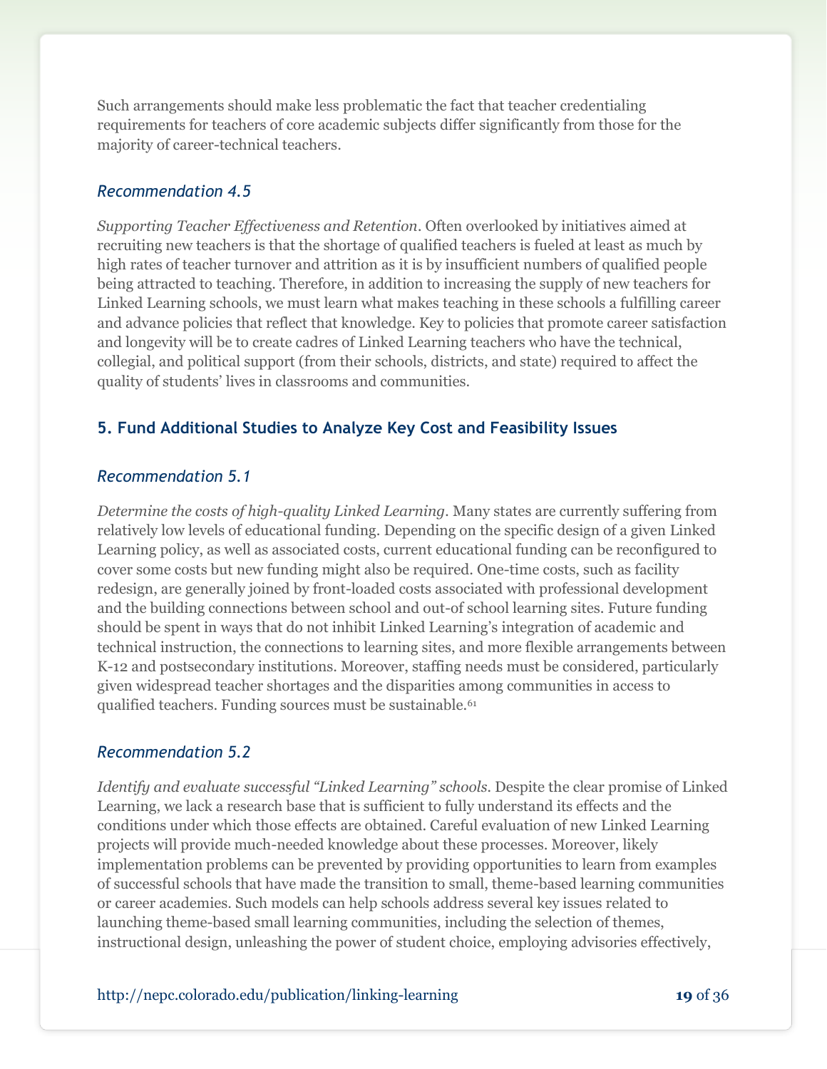Such arrangements should make less problematic the fact that teacher credentialing requirements for teachers of core academic subjects differ significantly from those for the majority of career-technical teachers.

### *Recommendation 4.5*

*Supporting Teacher Effectiveness and Retention*. Often overlooked by initiatives aimed at recruiting new teachers is that the shortage of qualified teachers is fueled at least as much by high rates of teacher turnover and attrition as it is by insufficient numbers of qualified people being attracted to teaching. Therefore, in addition to increasing the supply of new teachers for Linked Learning schools, we must learn what makes teaching in these schools a fulfilling career and advance policies that reflect that knowledge. Key to policies that promote career satisfaction and longevity will be to create cadres of Linked Learning teachers who have the technical, collegial, and political support (from their schools, districts, and state) required to affect the quality of students' lives in classrooms and communities.

## 5. Fund Additional Studies to Analyze Key Cost and Feasibility Issues

### *Recommendation 5.1*

*Determine the costs of high-quality Linked Learning*. Many states are currently suffering from relatively low levels of educational funding. Depending on the specific design of a given Linked Learning policy, as well as associated costs, current educational funding can be reconfigured to cover some costs but new funding might also be required. One-time costs, such as facility redesign, are generally joined by front-loaded costs associated with professional development and the building connections between school and out-of school learning sites. Future funding should be spent in ways that do not inhibit Linked Learning's integration of academic and technical instruction, the connections to learning sites, and more flexible arrangements between K-12 and postsecondary institutions. Moreover, staffing needs must be considered, particularly given widespread teacher shortages and the disparities among communities in access to qualified teachers. Funding sources must be sustainable.[61]

### *Recommendation 5.2*

*Identify and evaluate successful "Linked Learning" schools*. Despite the clear promise of Linked Learning, we lack a research base that is sufficient to fully understand its effects and the conditions under which those effects are obtained. Careful evaluation of new Linked Learning projects will provide much-needed knowledge about these processes. Moreover, likely implementation problems can be prevented by providing opportunities to learn from examples of successful schools that have made the transition to small, theme-based learning communities or career academies. Such models can help schools address several key issues related to launching theme-based small learning communities, including the selection of themes, instructional design, unleashing the power of student choice, employing advisories effectively,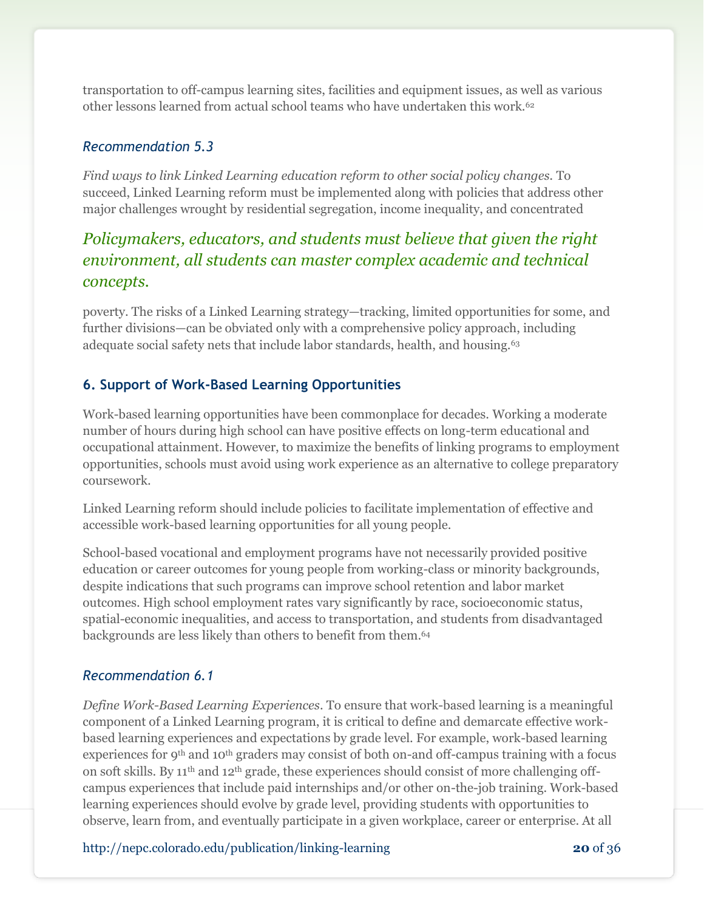transportation to off-campus learning sites, facilities and equipment issues, as well as various other lessons learned from actual school teams who have undertaken this work.[62]

### *Recommendation 5.3*

*Find ways to link Linked Learning education reform to other social policy changes.* To succeed, Linked Learning reform must be implemented along with policies that address other major challenges wrought by residential segregation, income inequality, and concentrated poverty. The risks of a Linked Learning strategy—tracking, limited opportunities for some, and further divisions—can be obviated only with a comprehensive policy approach, including adequate social safety nets that include labor standards, health, and housing.[63]

*Policymakers, educators, and students must believe that given the right environment, all students can master complex academic and technical concepts.*

## 6. Support of Work-Based Learning Opportunities

Work-based learning opportunities have been commonplace for decades. Working a moderate number of hours during high school can have positive effects on long-term educational and occupational attainment. However, to maximize the benefits of linking programs to employment opportunities, schools must avoid using work experience as an alternative to college preparatory coursework.

Linked Learning reform should include policies to facilitate implementation of effective and accessible work-based learning opportunities for all young people.

School-based vocational and employment programs have not necessarily provided positive education or career outcomes for young people from working-class or minority backgrounds, despite indications that such programs can improve school retention and labor market outcomes. High school employment rates vary significantly by race, socioeconomic status, spatial-economic inequalities, and access to transportation, and students from disadvantaged backgrounds are less likely than others to benefit from them.[64]

### *Recommendation 6.1*

*Define Work-Based Learning Experiences*. To ensure that work-based learning is a meaningful component of a Linked Learning program, it is critical to define and demarcate effective work-based learning experiences and expectations by grade level. For example, work-based learning experiences for 9th and 10th graders may consist of both on-and off-campus training with a focus on soft skills. By 11th and 12th grade, these experiences should consist of more challenging off-campus experiences that include paid internships and/or other on-the-job training. Work-based learning experiences should evolve by grade level, providing students with opportunities to observe, learn from, and eventually participate in a given workplace, career or enterprise. At all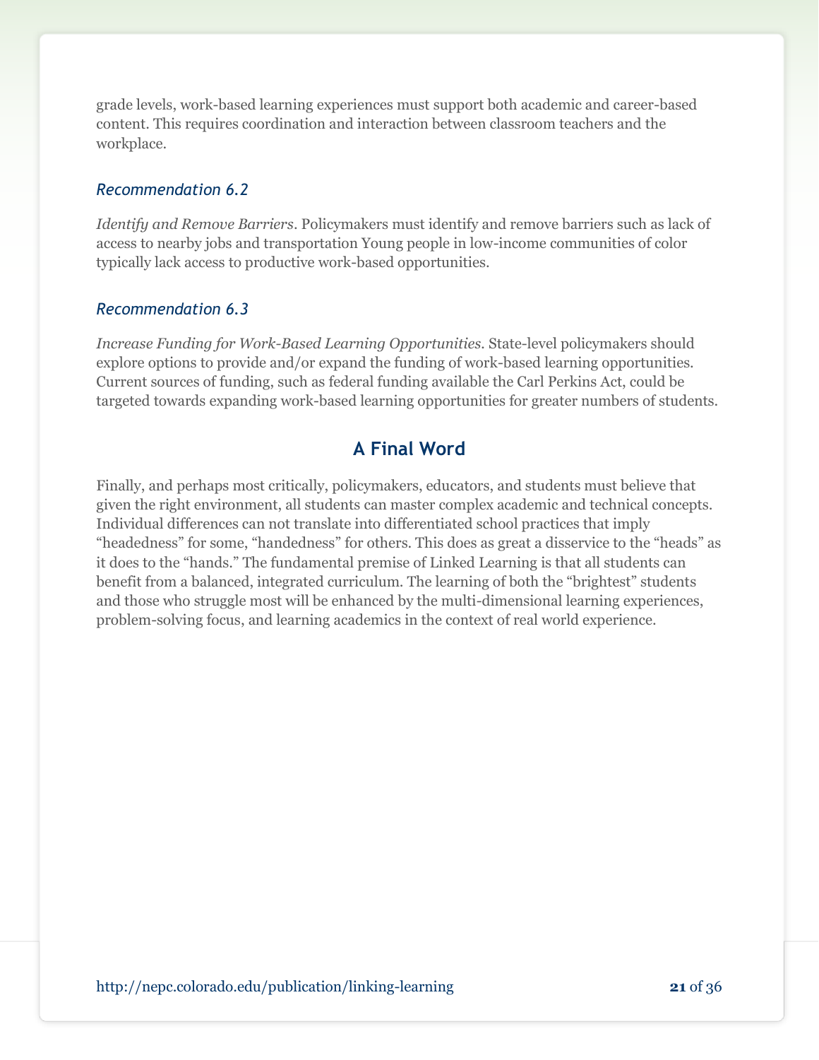grade levels, work-based learning experiences must support both academic and career-based content. This requires coordination and interaction between classroom teachers and the workplace.

### *Recommendation 6.2*

*Identify and Remove Barriers*. Policymakers must identify and remove barriers such as lack of access to nearby jobs and transportation Young people in low-income communities of color typically lack access to productive work-based opportunities.

### *Recommendation 6.3*

*Increase Funding for Work-Based Learning Opportunities*. State-level policymakers should explore options to provide and/or expand the funding of work-based learning opportunities. Current sources of funding, such as federal funding available the Carl Perkins Act, could be targeted towards expanding work-based learning opportunities for greater numbers of students.

## A Final Word

Finally, and perhaps most critically, policymakers, educators, and students must believe that given the right environment, all students can master complex academic and technical concepts. Individual differences can not translate into differentiated school practices that imply "headedness" for some, "handedness" for others. This does as great a disservice to the "heads" as it does to the "hands." The fundamental premise of Linked Learning is that all students can benefit from a balanced, integrated curriculum. The learning of both the "brightest" students and those who struggle most will be enhanced by the multi-dimensional learning experiences, problem-solving focus, and learning academics in the context of real world experience.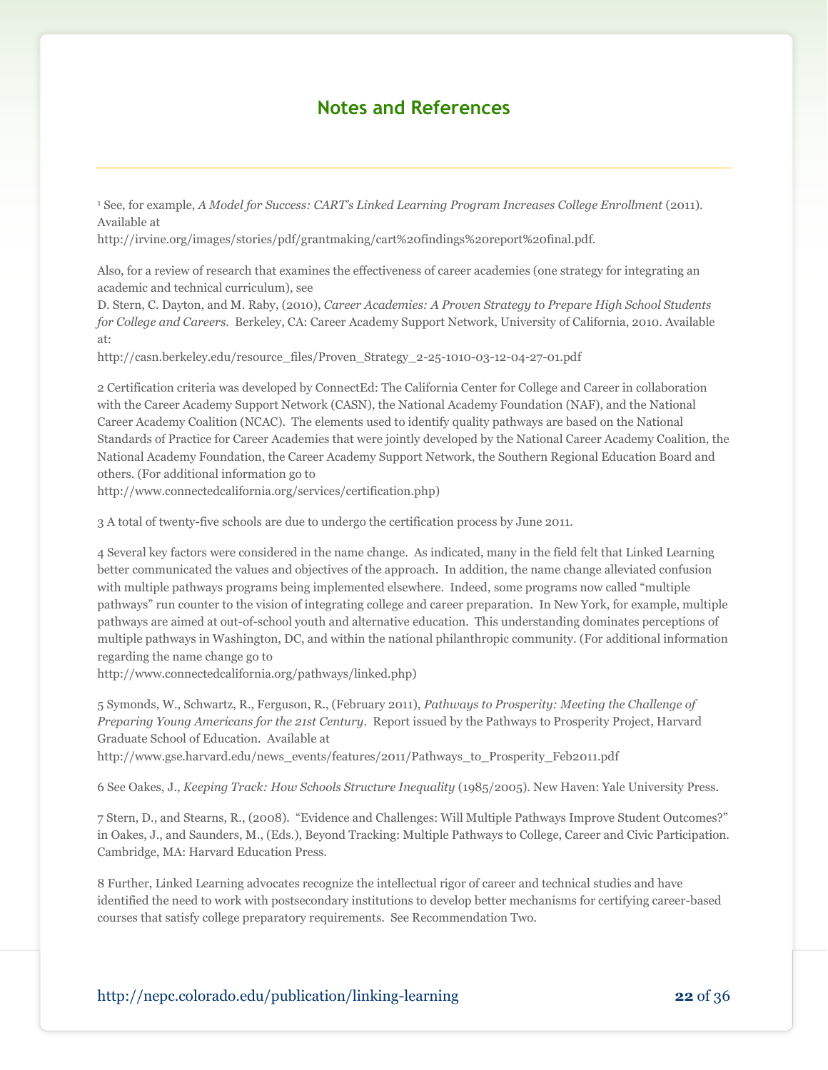## Notes and References

[1] See, for example, *A Model for Success: CART's Linked Learning Program Increases College Enrollment* (2011). Available at
http://irvine.org/images/stories/pdf/grantmaking/cart%20findings%20report%20final.pdf.

Also, for a review of research that examines the effectiveness of career academies (one strategy for integrating an academic and technical curriculum), see
D. Stern, C. Dayton, and M. Raby, (2010), *Career Academies: A Proven Strategy to Prepare High School Students for College and Careers*. Berkeley, CA: Career Academy Support Network, University of California, 2010. Available at:
http://casn.berkeley.edu/resource_files/Proven_Strategy_2-25-1010-03-12-04-27-01.pdf

2 Certification criteria was developed by ConnectEd: The California Center for College and Career in collaboration with the Career Academy Support Network (CASN), the National Academy Foundation (NAF), and the National Career Academy Coalition (NCAC). The elements used to identify quality pathways are based on the National Standards of Practice for Career Academies that were jointly developed by the National Career Academy Coalition, the National Academy Foundation, the Career Academy Support Network, the Southern Regional Education Board and others. (For additional information go to
http://www.connectedcalifornia.org/services/certification.php)

3 A total of twenty-five schools are due to undergo the certification process by June 2011.

4 Several key factors were considered in the name change. As indicated, many in the field felt that Linked Learning better communicated the values and objectives of the approach. In addition, the name change alleviated confusion with multiple pathways programs being implemented elsewhere. Indeed, some programs now called "multiple pathways" run counter to the vision of integrating college and career preparation. In New York, for example, multiple pathways are aimed at out-of-school youth and alternative education. This understanding dominates perceptions of multiple pathways in Washington, DC, and within the national philanthropic community. (For additional information regarding the name change go to
http://www.connectedcalifornia.org/pathways/linked.php)

5 Symonds, W., Schwartz, R., Ferguson, R., (February 2011), *Pathways to Prosperity: Meeting the Challenge of Preparing Young Americans for the 21st Century*. Report issued by the Pathways to Prosperity Project, Harvard Graduate School of Education. Available at
http://www.gse.harvard.edu/news_events/features/2011/Pathways_to_Prosperity_Feb2011.pdf

6 See Oakes, J., *Keeping Track: How Schools Structure Inequality* (1985/2005). New Haven: Yale University Press.

7 Stern, D., and Stearns, R., (2008). "Evidence and Challenges: Will Multiple Pathways Improve Student Outcomes?" in Oakes, J., and Saunders, M., (Eds.), Beyond Tracking: Multiple Pathways to College, Career and Civic Participation. Cambridge, MA: Harvard Education Press.

8 Further, Linked Learning advocates recognize the intellectual rigor of career and technical studies and have identified the need to work with postsecondary institutions to develop better mechanisms for certifying career-based courses that satisfy college preparatory requirements. See Recommendation Two.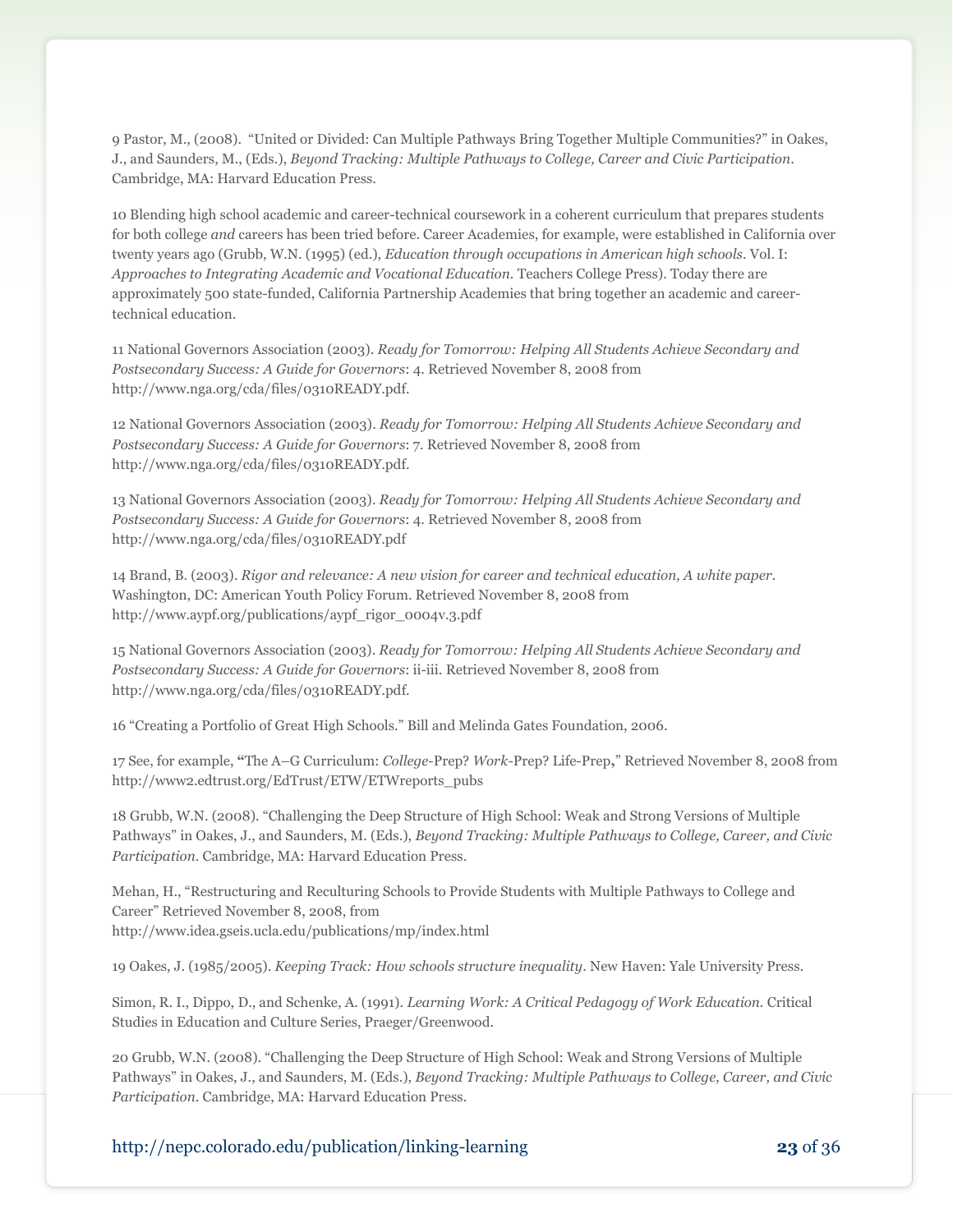9 Pastor, M., (2008). "United or Divided: Can Multiple Pathways Bring Together Multiple Communities?" in Oakes, J., and Saunders, M., (Eds.), *Beyond Tracking: Multiple Pathways to College, Career and Civic Participation*. Cambridge, MA: Harvard Education Press.

10 Blending high school academic and career-technical coursework in a coherent curriculum that prepares students for both college *and* careers has been tried before. Career Academies, for example, were established in California over twenty years ago (Grubb, W.N. (1995) (ed.), *Education through occupations in American high schools*. Vol. I: *Approaches to Integrating Academic and Vocational Education*. Teachers College Press). Today there are approximately 500 state-funded, California Partnership Academies that bring together an academic and career-technical education.

11 National Governors Association (2003). *Ready for Tomorrow: Helping All Students Achieve Secondary and Postsecondary Success: A Guide for Governors*: 4. Retrieved November 8, 2008 from http://www.nga.org/cda/files/0310READY.pdf.

12 National Governors Association (2003). *Ready for Tomorrow: Helping All Students Achieve Secondary and Postsecondary Success: A Guide for Governors*: 7. Retrieved November 8, 2008 from http://www.nga.org/cda/files/0310READY.pdf.

13 National Governors Association (2003). *Ready for Tomorrow: Helping All Students Achieve Secondary and Postsecondary Success: A Guide for Governors*: 4. Retrieved November 8, 2008 from http://www.nga.org/cda/files/0310READY.pdf

14 Brand, B. (2003). *Rigor and relevance: A new vision for career and technical education, A white paper*. Washington, DC: American Youth Policy Forum. Retrieved November 8, 2008 from http://www.aypf.org/publications/aypf_rigor_0004v.3.pdf

15 National Governors Association (2003). *Ready for Tomorrow: Helping All Students Achieve Secondary and Postsecondary Success: A Guide for Governors*: ii-iii. Retrieved November 8, 2008 from http://www.nga.org/cda/files/0310READY.pdf.

16 "Creating a Portfolio of Great High Schools." Bill and Melinda Gates Foundation, 2006.

17 See, for example, **"**The A–G Curriculum: *College*-Prep? *Work*-Prep? Life-Prep**,"** Retrieved November 8, 2008 from http://www2.edtrust.org/EdTrust/ETW/ETWreports_pubs

18 Grubb, W.N. (2008). "Challenging the Deep Structure of High School: Weak and Strong Versions of Multiple Pathways" in Oakes, J., and Saunders, M. (Eds.), *Beyond Tracking: Multiple Pathways to College, Career, and Civic Participation*. Cambridge, MA: Harvard Education Press.

Mehan, H., "Restructuring and Reculturing Schools to Provide Students with Multiple Pathways to College and Career" Retrieved November 8, 2008, from http://www.idea.gseis.ucla.edu/publications/mp/index.html

19 Oakes, J. (1985/2005). *Keeping Track: How schools structure inequality*. New Haven: Yale University Press.

Simon, R. I., Dippo, D., and Schenke, A. (1991). *Learning Work: A Critical Pedagogy of Work Education*. Critical Studies in Education and Culture Series, Praeger/Greenwood.

20 Grubb, W.N. (2008). "Challenging the Deep Structure of High School: Weak and Strong Versions of Multiple Pathways" in Oakes, J., and Saunders, M. (Eds.), *Beyond Tracking: Multiple Pathways to College, Career, and Civic Participation*. Cambridge, MA: Harvard Education Press.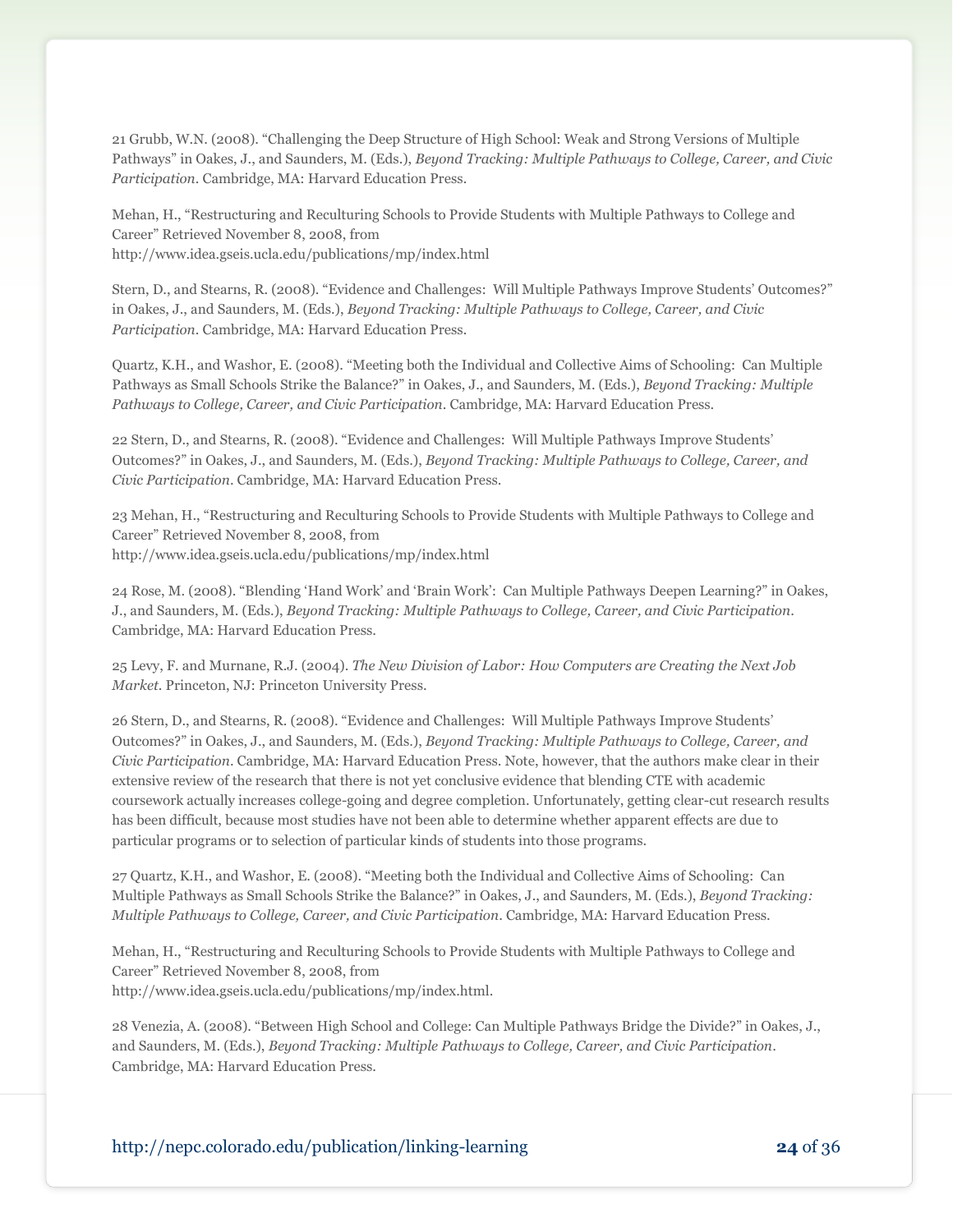21 Grubb, W.N. (2008). "Challenging the Deep Structure of High School: Weak and Strong Versions of Multiple Pathways" in Oakes, J., and Saunders, M. (Eds.), *Beyond Tracking: Multiple Pathways to College, Career, and Civic Participation*. Cambridge, MA: Harvard Education Press.

Mehan, H., "Restructuring and Reculturing Schools to Provide Students with Multiple Pathways to College and Career" Retrieved November 8, 2008, from
http://www.idea.gseis.ucla.edu/publications/mp/index.html

Stern, D., and Stearns, R. (2008). "Evidence and Challenges: Will Multiple Pathways Improve Students' Outcomes?" in Oakes, J., and Saunders, M. (Eds.), *Beyond Tracking: Multiple Pathways to College, Career, and Civic Participation*. Cambridge, MA: Harvard Education Press.

Quartz, K.H., and Washor, E. (2008). "Meeting both the Individual and Collective Aims of Schooling: Can Multiple Pathways as Small Schools Strike the Balance?" in Oakes, J., and Saunders, M. (Eds.), *Beyond Tracking: Multiple Pathways to College, Career, and Civic Participation*. Cambridge, MA: Harvard Education Press.

22 Stern, D., and Stearns, R. (2008). "Evidence and Challenges: Will Multiple Pathways Improve Students' Outcomes?" in Oakes, J., and Saunders, M. (Eds.), *Beyond Tracking: Multiple Pathways to College, Career, and Civic Participation*. Cambridge, MA: Harvard Education Press.

23 Mehan, H., "Restructuring and Reculturing Schools to Provide Students with Multiple Pathways to College and Career" Retrieved November 8, 2008, from
http://www.idea.gseis.ucla.edu/publications/mp/index.html

24 Rose, M. (2008). "Blending 'Hand Work' and 'Brain Work': Can Multiple Pathways Deepen Learning?" in Oakes, J., and Saunders, M. (Eds.), *Beyond Tracking: Multiple Pathways to College, Career, and Civic Participation*. Cambridge, MA: Harvard Education Press.

25 Levy, F. and Murnane, R.J. (2004). *The New Division of Labor: How Computers are Creating the Next Job Market*. Princeton, NJ: Princeton University Press.

26 Stern, D., and Stearns, R. (2008). "Evidence and Challenges: Will Multiple Pathways Improve Students' Outcomes?" in Oakes, J., and Saunders, M. (Eds.), *Beyond Tracking: Multiple Pathways to College, Career, and Civic Participation*. Cambridge, MA: Harvard Education Press. Note, however, that the authors make clear in their extensive review of the research that there is not yet conclusive evidence that blending CTE with academic coursework actually increases college-going and degree completion. Unfortunately, getting clear-cut research results has been difficult, because most studies have not been able to determine whether apparent effects are due to particular programs or to selection of particular kinds of students into those programs.

27 Quartz, K.H., and Washor, E. (2008). "Meeting both the Individual and Collective Aims of Schooling: Can Multiple Pathways as Small Schools Strike the Balance?" in Oakes, J., and Saunders, M. (Eds.), *Beyond Tracking: Multiple Pathways to College, Career, and Civic Participation*. Cambridge, MA: Harvard Education Press.

Mehan, H., "Restructuring and Reculturing Schools to Provide Students with Multiple Pathways to College and Career" Retrieved November 8, 2008, from
http://www.idea.gseis.ucla.edu/publications/mp/index.html.

28 Venezia, A. (2008). "Between High School and College: Can Multiple Pathways Bridge the Divide?" in Oakes, J., and Saunders, M. (Eds.), *Beyond Tracking: Multiple Pathways to College, Career, and Civic Participation*. Cambridge, MA: Harvard Education Press.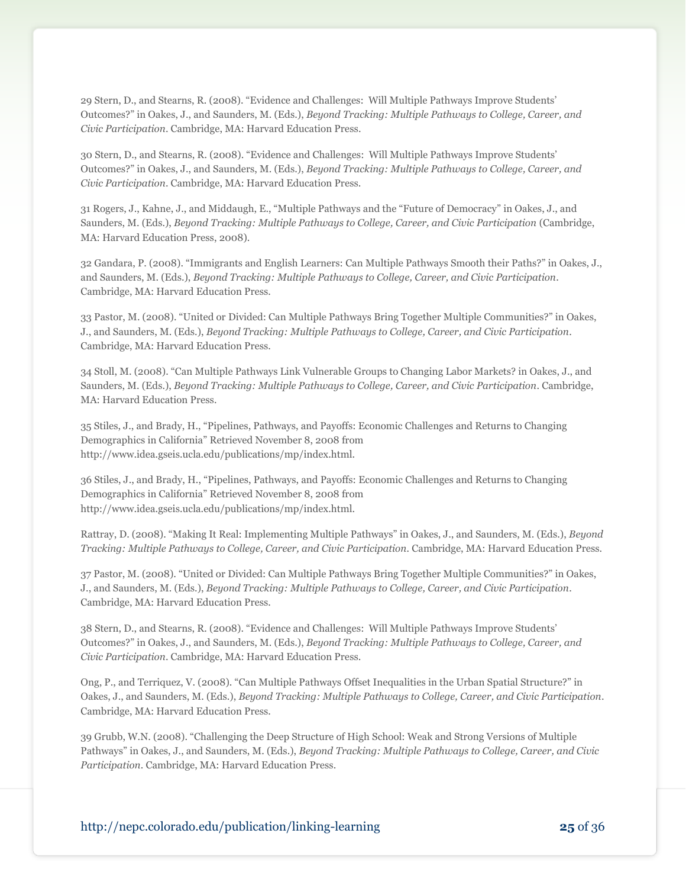29 Stern, D., and Stearns, R. (2008). "Evidence and Challenges: Will Multiple Pathways Improve Students' Outcomes?" in Oakes, J., and Saunders, M. (Eds.), *Beyond Tracking: Multiple Pathways to College, Career, and Civic Participation*. Cambridge, MA: Harvard Education Press.

30 Stern, D., and Stearns, R. (2008). "Evidence and Challenges: Will Multiple Pathways Improve Students' Outcomes?" in Oakes, J., and Saunders, M. (Eds.), *Beyond Tracking: Multiple Pathways to College, Career, and Civic Participation*. Cambridge, MA: Harvard Education Press.

31 Rogers, J., Kahne, J., and Middaugh, E., "Multiple Pathways and the "Future of Democracy" in Oakes, J., and Saunders, M. (Eds.), *Beyond Tracking: Multiple Pathways to College, Career, and Civic Participation* (Cambridge, MA: Harvard Education Press, 2008).

32 Gandara, P. (2008). "Immigrants and English Learners: Can Multiple Pathways Smooth their Paths?" in Oakes, J., and Saunders, M. (Eds.), *Beyond Tracking: Multiple Pathways to College, Career, and Civic Participation*. Cambridge, MA: Harvard Education Press.

33 Pastor, M. (2008). "United or Divided: Can Multiple Pathways Bring Together Multiple Communities?" in Oakes, J., and Saunders, M. (Eds.), *Beyond Tracking: Multiple Pathways to College, Career, and Civic Participation*. Cambridge, MA: Harvard Education Press.

34 Stoll, M. (2008). "Can Multiple Pathways Link Vulnerable Groups to Changing Labor Markets? in Oakes, J., and Saunders, M. (Eds.), *Beyond Tracking: Multiple Pathways to College, Career, and Civic Participation*. Cambridge, MA: Harvard Education Press.

35 Stiles, J., and Brady, H., "Pipelines, Pathways, and Payoffs: Economic Challenges and Returns to Changing Demographics in California" Retrieved November 8, 2008 from http://www.idea.gseis.ucla.edu/publications/mp/index.html.

36 Stiles, J., and Brady, H., "Pipelines, Pathways, and Payoffs: Economic Challenges and Returns to Changing Demographics in California" Retrieved November 8, 2008 from http://www.idea.gseis.ucla.edu/publications/mp/index.html.

Rattray, D. (2008). "Making It Real: Implementing Multiple Pathways" in Oakes, J., and Saunders, M. (Eds.), *Beyond Tracking: Multiple Pathways to College, Career, and Civic Participation*. Cambridge, MA: Harvard Education Press.

37 Pastor, M. (2008). "United or Divided: Can Multiple Pathways Bring Together Multiple Communities?" in Oakes, J., and Saunders, M. (Eds.), *Beyond Tracking: Multiple Pathways to College, Career, and Civic Participation*. Cambridge, MA: Harvard Education Press.

38 Stern, D., and Stearns, R. (2008). "Evidence and Challenges: Will Multiple Pathways Improve Students' Outcomes?" in Oakes, J., and Saunders, M. (Eds.), *Beyond Tracking: Multiple Pathways to College, Career, and Civic Participation*. Cambridge, MA: Harvard Education Press.

Ong, P., and Terriquez, V. (2008). "Can Multiple Pathways Offset Inequalities in the Urban Spatial Structure?" in Oakes, J., and Saunders, M. (Eds.), *Beyond Tracking: Multiple Pathways to College, Career, and Civic Participation*. Cambridge, MA: Harvard Education Press.

39 Grubb, W.N. (2008). "Challenging the Deep Structure of High School: Weak and Strong Versions of Multiple Pathways" in Oakes, J., and Saunders, M. (Eds.), *Beyond Tracking: Multiple Pathways to College, Career, and Civic Participation*. Cambridge, MA: Harvard Education Press.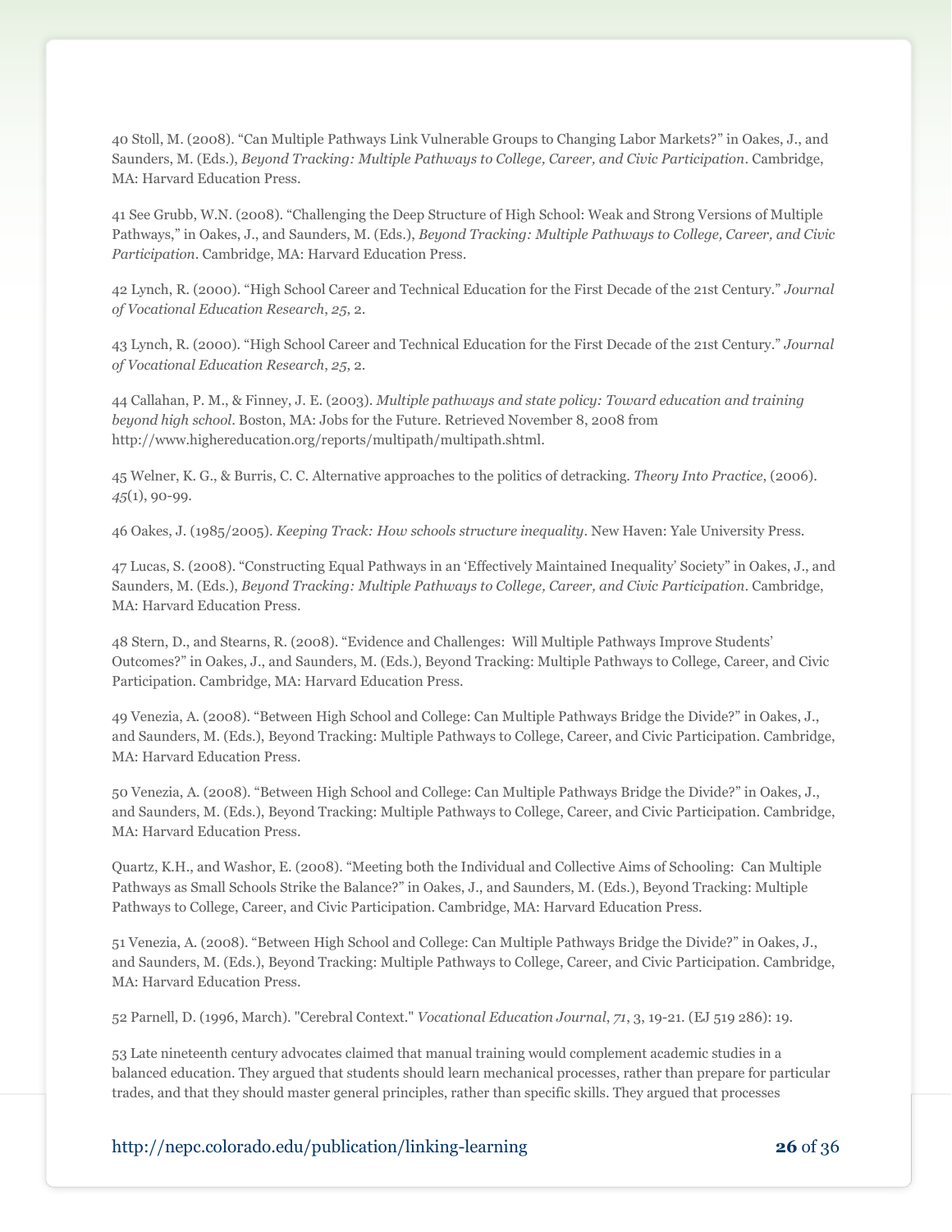40 Stoll, M. (2008). “Can Multiple Pathways Link Vulnerable Groups to Changing Labor Markets?” in Oakes, J., and Saunders, M. (Eds.), *Beyond Tracking: Multiple Pathways to College, Career, and Civic Participation*. Cambridge, MA: Harvard Education Press.

41 See Grubb, W.N. (2008). “Challenging the Deep Structure of High School: Weak and Strong Versions of Multiple Pathways,” in Oakes, J., and Saunders, M. (Eds.), *Beyond Tracking: Multiple Pathways to College, Career, and Civic Participation*. Cambridge, MA: Harvard Education Press.

42 Lynch, R. (2000). “High School Career and Technical Education for the First Decade of the 21st Century.” *Journal of Vocational Education Research*, *25*, 2.

43 Lynch, R. (2000). “High School Career and Technical Education for the First Decade of the 21st Century.” *Journal of Vocational Education Research*, *25*, 2.

44 Callahan, P. M., & Finney, J. E. (2003). *Multiple pathways and state policy: Toward education and training beyond high school*. Boston, MA: Jobs for the Future. Retrieved November 8, 2008 from http://www.highereducation.org/reports/multipath/multipath.shtml.

45 Welner, K. G., & Burris, C. C. Alternative approaches to the politics of detracking. *Theory Into Practice*, (2006). *45*(1), 90-99.

46 Oakes, J. (1985/2005). *Keeping Track: How schools structure inequality*. New Haven: Yale University Press.

47 Lucas, S. (2008). “Constructing Equal Pathways in an ‘Effectively Maintained Inequality’ Society” in Oakes, J., and Saunders, M. (Eds.), *Beyond Tracking: Multiple Pathways to College, Career, and Civic Participation*. Cambridge, MA: Harvard Education Press.

48 Stern, D., and Stearns, R. (2008). “Evidence and Challenges: Will Multiple Pathways Improve Students’ Outcomes?” in Oakes, J., and Saunders, M. (Eds.), Beyond Tracking: Multiple Pathways to College, Career, and Civic Participation. Cambridge, MA: Harvard Education Press.

49 Venezia, A. (2008). “Between High School and College: Can Multiple Pathways Bridge the Divide?” in Oakes, J., and Saunders, M. (Eds.), Beyond Tracking: Multiple Pathways to College, Career, and Civic Participation. Cambridge, MA: Harvard Education Press.

50 Venezia, A. (2008). “Between High School and College: Can Multiple Pathways Bridge the Divide?” in Oakes, J., and Saunders, M. (Eds.), Beyond Tracking: Multiple Pathways to College, Career, and Civic Participation. Cambridge, MA: Harvard Education Press.

Quartz, K.H., and Washor, E. (2008). “Meeting both the Individual and Collective Aims of Schooling: Can Multiple Pathways as Small Schools Strike the Balance?” in Oakes, J., and Saunders, M. (Eds.), Beyond Tracking: Multiple Pathways to College, Career, and Civic Participation. Cambridge, MA: Harvard Education Press.

51 Venezia, A. (2008). “Between High School and College: Can Multiple Pathways Bridge the Divide?” in Oakes, J., and Saunders, M. (Eds.), Beyond Tracking: Multiple Pathways to College, Career, and Civic Participation. Cambridge, MA: Harvard Education Press.

52 Parnell, D. (1996, March). "Cerebral Context." *Vocational Education Journal*, *71*, 3, 19-21. (EJ 519 286): 19.

53 Late nineteenth century advocates claimed that manual training would complement academic studies in a balanced education. They argued that students should learn mechanical processes, rather than prepare for particular trades, and that they should master general principles, rather than specific skills. They argued that processes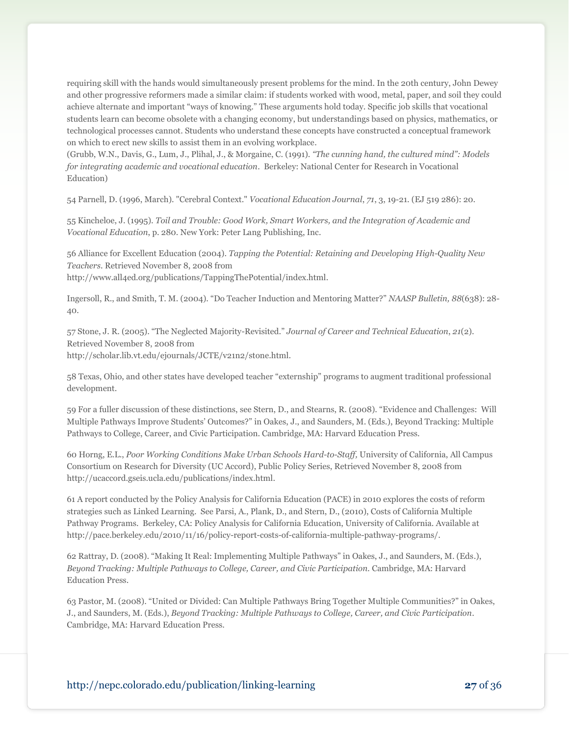requiring skill with the hands would simultaneously present problems for the mind. In the 20th century, John Dewey and other progressive reformers made a similar claim: if students worked with wood, metal, paper, and soil they could achieve alternate and important "ways of knowing." These arguments hold today. Specific job skills that vocational students learn can become obsolete with a changing economy, but understandings based on physics, mathematics, or technological processes cannot. Students who understand these concepts have constructed a conceptual framework on which to erect new skills to assist them in an evolving workplace.
(Grubb, W.N., Davis, G., Lum, J., Plihal, J., & Morgaine, C. (1991). *"The cunning hand, the cultured mind": Models for integrating academic and vocational education*. Berkeley: National Center for Research in Vocational Education)

54 Parnell, D. (1996, March). "Cerebral Context." *Vocational Education Journal*, *71*, 3, 19-21. (EJ 519 286): 20.

55 Kincheloe, J. (1995). *Toil and Trouble: Good Work, Smart Workers, and the Integration of Academic and Vocational Education*, p. 280. New York: Peter Lang Publishing, Inc.

56 Alliance for Excellent Education (2004). *Tapping the Potential: Retaining and Developing High-Quality New Teachers*. Retrieved November 8, 2008 from
http://www.all4ed.org/publications/TappingThePotential/index.html.

Ingersoll, R., and Smith, T. M. (2004). "Do Teacher Induction and Mentoring Matter?" *NAASP Bulletin, 88*(638): 28-40.

57 Stone, J. R. (2005). "The Neglected Majority-Revisited." *Journal of Career and Technical Education*, *21*(2). Retrieved November 8, 2008 from
http://scholar.lib.vt.edu/ejournals/JCTE/v21n2/stone.html.

58 Texas, Ohio, and other states have developed teacher "externship" programs to augment traditional professional development.

59 For a fuller discussion of these distinctions, see Stern, D., and Stearns, R. (2008). "Evidence and Challenges: Will Multiple Pathways Improve Students' Outcomes?" in Oakes, J., and Saunders, M. (Eds.), Beyond Tracking: Multiple Pathways to College, Career, and Civic Participation. Cambridge, MA: Harvard Education Press.

60 Horng, E.L., *Poor Working Conditions Make Urban Schools Hard-to-Staff,* University of California, All Campus Consortium on Research for Diversity (UC Accord), Public Policy Series, Retrieved November 8, 2008 from http://ucaccord.gseis.ucla.edu/publications/index.html.

61 A report conducted by the Policy Analysis for California Education (PACE) in 2010 explores the costs of reform strategies such as Linked Learning. See Parsi, A., Plank, D., and Stern, D., (2010), Costs of California Multiple Pathway Programs. Berkeley, CA: Policy Analysis for California Education, University of California. Available at http://pace.berkeley.edu/2010/11/16/policy-report-costs-of-california-multiple-pathway-programs/.

62 Rattray, D. (2008). "Making It Real: Implementing Multiple Pathways" in Oakes, J., and Saunders, M. (Eds.), *Beyond Tracking: Multiple Pathways to College, Career, and Civic Participation.* Cambridge, MA: Harvard Education Press.

63 Pastor, M. (2008). "United or Divided: Can Multiple Pathways Bring Together Multiple Communities?" in Oakes, J., and Saunders, M. (Eds.), *Beyond Tracking: Multiple Pathways to College, Career, and Civic Participation*. Cambridge, MA: Harvard Education Press.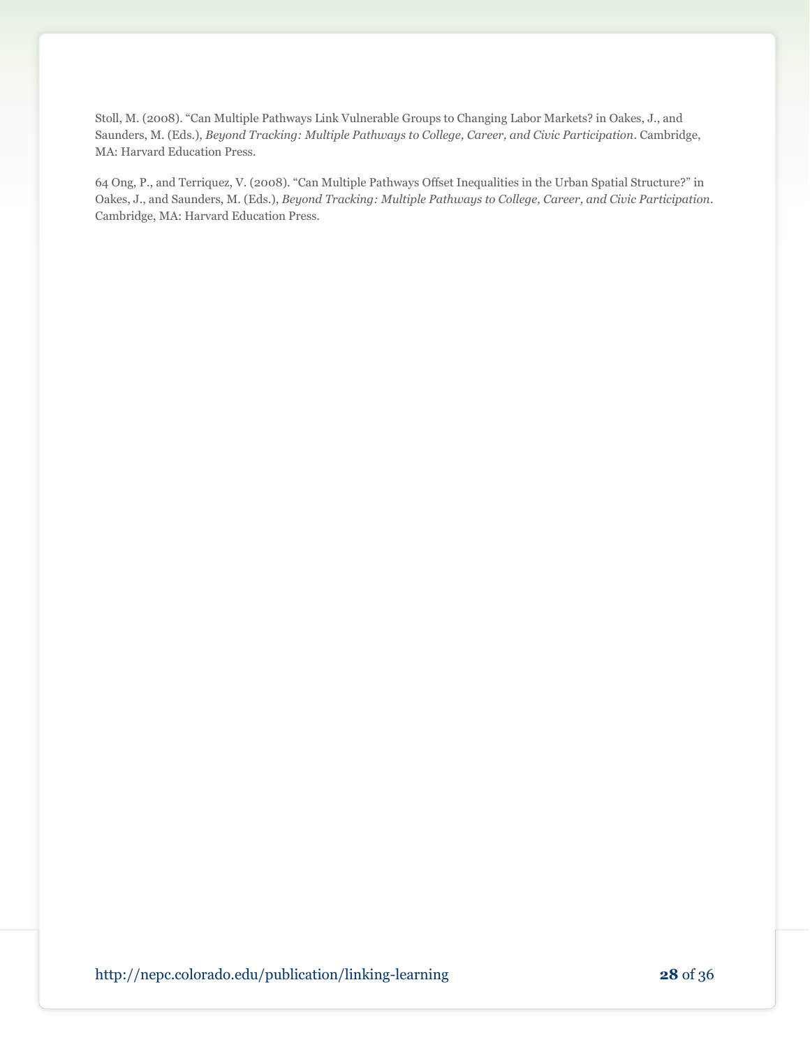Stoll, M. (2008). “Can Multiple Pathways Link Vulnerable Groups to Changing Labor Markets? in Oakes, J., and Saunders, M. (Eds.), *Beyond Tracking: Multiple Pathways to College, Career, and Civic Participation*. Cambridge, MA: Harvard Education Press.

64 Ong, P., and Terriquez, V. (2008). “Can Multiple Pathways Offset Inequalities in the Urban Spatial Structure?” in Oakes, J., and Saunders, M. (Eds.), *Beyond Tracking: Multiple Pathways to College, Career, and Civic Participation*. Cambridge, MA: Harvard Education Press.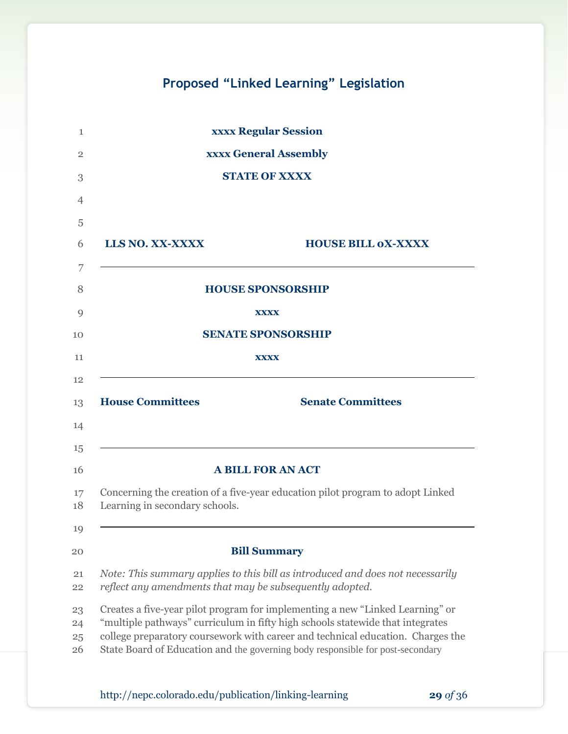## Proposed "Linked Learning" Legislation

1 **xxxx Regular Session**

2 **xxxx General Assembly**

3 **STATE OF XXXX**

4

5

6 **LLS NO. XX-XXXX** **HOUSE BILL 0X-XXXX**

7

---

8 **HOUSE SPONSORSHIP**

9 **xxxx**

10 **SENATE SPONSORSHIP**

11 **xxxx**

12

---

13 **House Committees** **Senate Committees**

14

15

---

16 **A BILL FOR AN ACT**

17 Concerning the creation of a five-year education pilot program to adopt Linked
18 Learning in secondary schools.

19

---

20 **Bill Summary**

21 *Note: This summary applies to this bill as introduced and does not necessarily*
22 *reflect any amendments that may be subsequently adopted.*

23 Creates a five-year pilot program for implementing a new "Linked Learning" or
24 "multiple pathways" curriculum in fifty high schools statewide that integrates
25 college preparatory coursework with career and technical education. Charges the
26 State Board of Education and the governing body responsible for post-secondary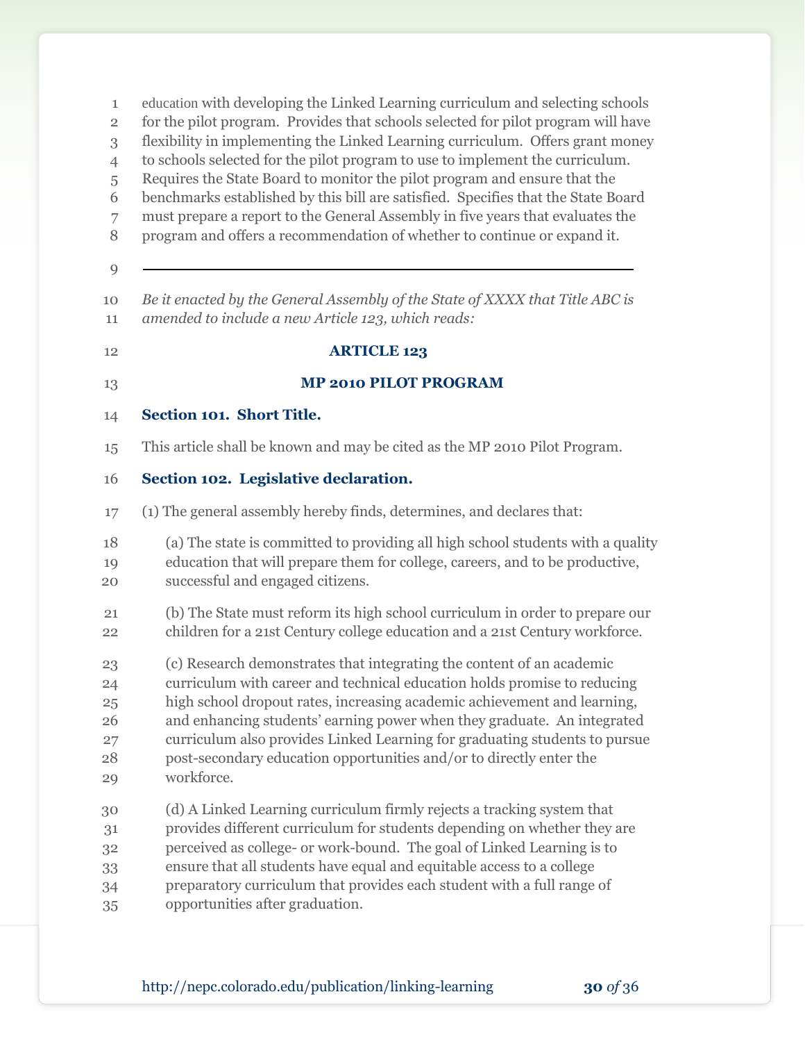education with developing the Linked Learning curriculum and selecting schools for the pilot program. Provides that schools selected for pilot program will have flexibility in implementing the Linked Learning curriculum. Offers grant money to schools selected for the pilot program to use to implement the curriculum. Requires the State Board to monitor the pilot program and ensure that the benchmarks established by this bill are satisfied. Specifies that the State Board must prepare a report to the General Assembly in five years that evaluates the program and offers a recommendation of whether to continue or expand it.

---

*Be it enacted by the General Assembly of the State of XXXX that Title ABC is amended to include a new Article 123, which reads:*

## ARTICLE 123

## MP 2010 PILOT PROGRAM

### Section 101. Short Title.

This article shall be known and may be cited as the MP 2010 Pilot Program.

### Section 102. Legislative declaration.

(1) The general assembly hereby finds, determines, and declares that:

(a) The state is committed to providing all high school students with a quality education that will prepare them for college, careers, and to be productive, successful and engaged citizens.

(b) The State must reform its high school curriculum in order to prepare our children for a 21st Century college education and a 21st Century workforce.

(c) Research demonstrates that integrating the content of an academic curriculum with career and technical education holds promise to reducing high school dropout rates, increasing academic achievement and learning, and enhancing students' earning power when they graduate. An integrated curriculum also provides Linked Learning for graduating students to pursue post-secondary education opportunities and/or to directly enter the workforce.

(d) A Linked Learning curriculum firmly rejects a tracking system that provides different curriculum for students depending on whether they are perceived as college- or work-bound. The goal of Linked Learning is to ensure that all students have equal and equitable access to a college preparatory curriculum that provides each student with a full range of opportunities after graduation.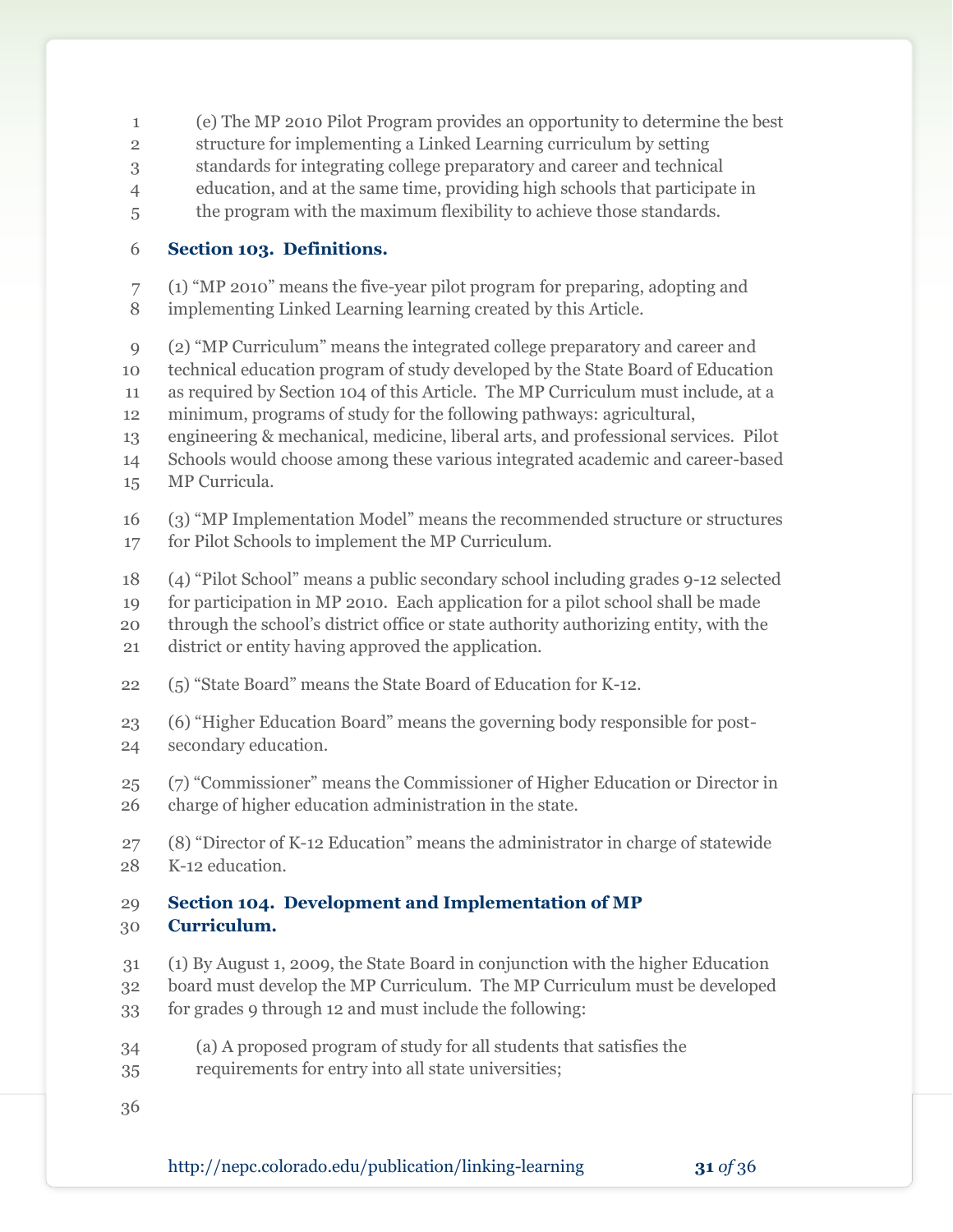(e) The MP 2010 Pilot Program provides an opportunity to determine the best structure for implementing a Linked Learning curriculum by setting standards for integrating college preparatory and career and technical education, and at the same time, providing high schools that participate in the program with the maximum flexibility to achieve those standards.

**Section 103. Definitions.**

(1) "MP 2010" means the five-year pilot program for preparing, adopting and implementing Linked Learning learning created by this Article.

(2) "MP Curriculum" means the integrated college preparatory and career and technical education program of study developed by the State Board of Education as required by Section 104 of this Article. The MP Curriculum must include, at a minimum, programs of study for the following pathways: agricultural, engineering & mechanical, medicine, liberal arts, and professional services. Pilot Schools would choose among these various integrated academic and career-based MP Curricula.

(3) "MP Implementation Model" means the recommended structure or structures for Pilot Schools to implement the MP Curriculum.

(4) "Pilot School" means a public secondary school including grades 9-12 selected for participation in MP 2010. Each application for a pilot school shall be made through the school's district office or state authority authorizing entity, with the district or entity having approved the application.

(5) "State Board" means the State Board of Education for K-12.

(6) "Higher Education Board" means the governing body responsible for post-secondary education.

(7) "Commissioner" means the Commissioner of Higher Education or Director in charge of higher education administration in the state.

(8) "Director of K-12 Education" means the administrator in charge of statewide K-12 education.

**Section 104. Development and Implementation of MP Curriculum.**

(1) By August 1, 2009, the State Board in conjunction with the higher Education board must develop the MP Curriculum. The MP Curriculum must be developed for grades 9 through 12 and must include the following:

(a) A proposed program of study for all students that satisfies the requirements for entry into all state universities;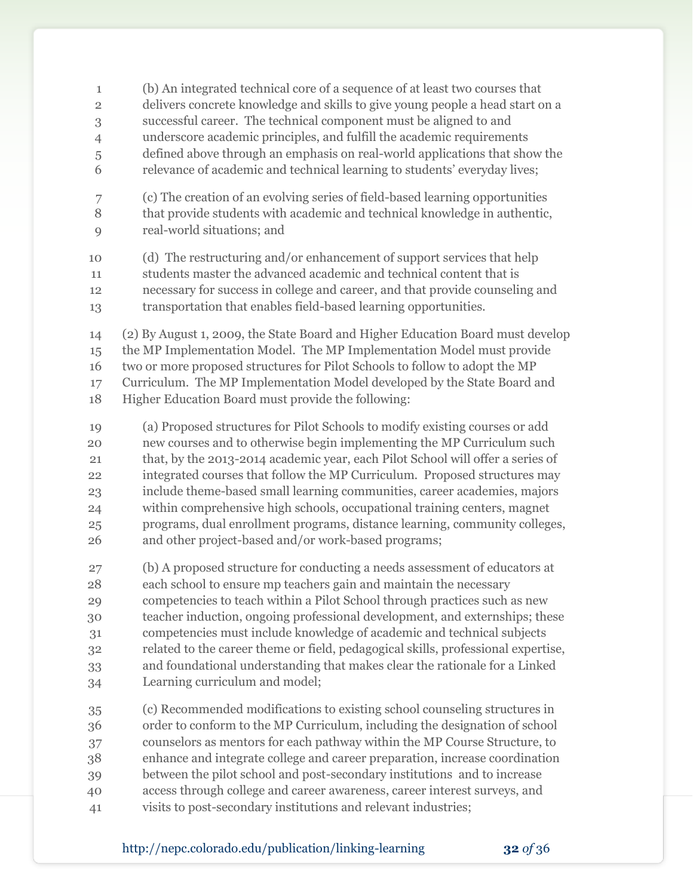(b) An integrated technical core of a sequence of at least two courses that delivers concrete knowledge and skills to give young people a head start on a successful career. The technical component must be aligned to and underscore academic principles, and fulfill the academic requirements defined above through an emphasis on real-world applications that show the relevance of academic and technical learning to students' everyday lives;

(c) The creation of an evolving series of field-based learning opportunities that provide students with academic and technical knowledge in authentic, real-world situations; and

(d) The restructuring and/or enhancement of support services that help students master the advanced academic and technical content that is necessary for success in college and career, and that provide counseling and transportation that enables field-based learning opportunities.

(2) By August 1, 2009, the State Board and Higher Education Board must develop the MP Implementation Model. The MP Implementation Model must provide two or more proposed structures for Pilot Schools to follow to adopt the MP Curriculum. The MP Implementation Model developed by the State Board and Higher Education Board must provide the following:

(a) Proposed structures for Pilot Schools to modify existing courses or add new courses and to otherwise begin implementing the MP Curriculum such that, by the 2013-2014 academic year, each Pilot School will offer a series of integrated courses that follow the MP Curriculum. Proposed structures may include theme-based small learning communities, career academies, majors within comprehensive high schools, occupational training centers, magnet programs, dual enrollment programs, distance learning, community colleges, and other project-based and/or work-based programs;

(b) A proposed structure for conducting a needs assessment of educators at each school to ensure mp teachers gain and maintain the necessary competencies to teach within a Pilot School through practices such as new teacher induction, ongoing professional development, and externships; these competencies must include knowledge of academic and technical subjects related to the career theme or field, pedagogical skills, professional expertise, and foundational understanding that makes clear the rationale for a Linked Learning curriculum and model;

(c) Recommended modifications to existing school counseling structures in order to conform to the MP Curriculum, including the designation of school counselors as mentors for each pathway within the MP Course Structure, to enhance and integrate college and career preparation, increase coordination between the pilot school and post-secondary institutions and to increase access through college and career awareness, career interest surveys, and visits to post-secondary institutions and relevant industries;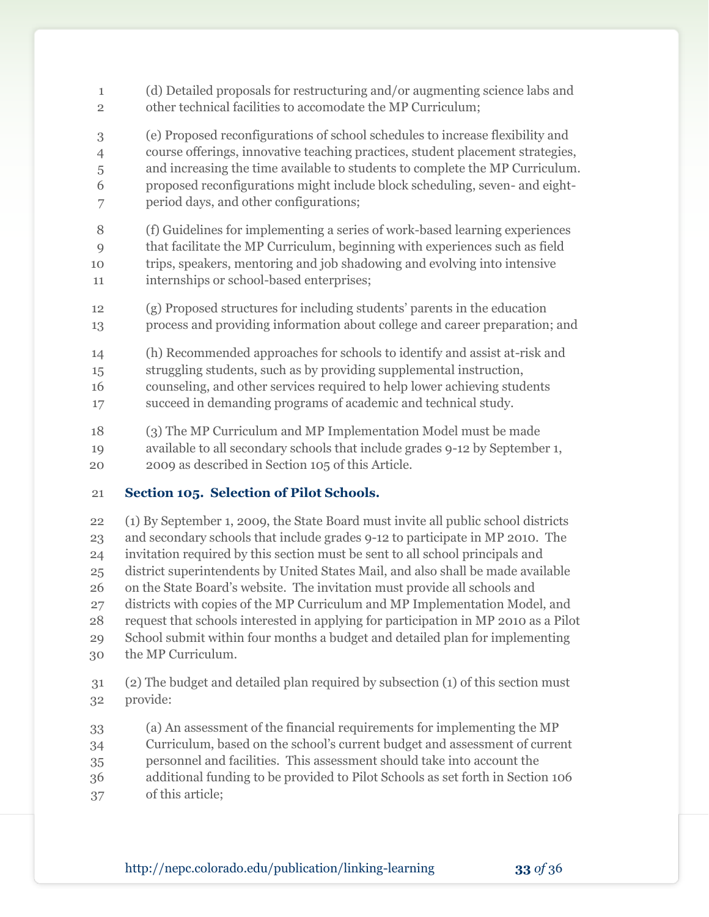(d) Detailed proposals for restructuring and/or augmenting science labs and other technical facilities to accomodate the MP Curriculum;

(e) Proposed reconfigurations of school schedules to increase flexibility and course offerings, innovative teaching practices, student placement strategies, and increasing the time available to students to complete the MP Curriculum. proposed reconfigurations might include block scheduling, seven- and eight-period days, and other configurations;

(f) Guidelines for implementing a series of work-based learning experiences that facilitate the MP Curriculum, beginning with experiences such as field trips, speakers, mentoring and job shadowing and evolving into intensive internships or school-based enterprises;

(g) Proposed structures for including students' parents in the education process and providing information about college and career preparation; and

(h) Recommended approaches for schools to identify and assist at-risk and struggling students, such as by providing supplemental instruction, counseling, and other services required to help lower achieving students succeed in demanding programs of academic and technical study.

(3) The MP Curriculum and MP Implementation Model must be made available to all secondary schools that include grades 9-12 by September 1, 2009 as described in Section 105 of this Article.

### Section 105. Selection of Pilot Schools.

(1) By September 1, 2009, the State Board must invite all public school districts and secondary schools that include grades 9-12 to participate in MP 2010. The invitation required by this section must be sent to all school principals and district superintendents by United States Mail, and also shall be made available on the State Board's website. The invitation must provide all schools and districts with copies of the MP Curriculum and MP Implementation Model, and request that schools interested in applying for participation in MP 2010 as a Pilot School submit within four months a budget and detailed plan for implementing the MP Curriculum.

(2) The budget and detailed plan required by subsection (1) of this section must provide:

(a) An assessment of the financial requirements for implementing the MP Curriculum, based on the school's current budget and assessment of current personnel and facilities. This assessment should take into account the additional funding to be provided to Pilot Schools as set forth in Section 106 of this article;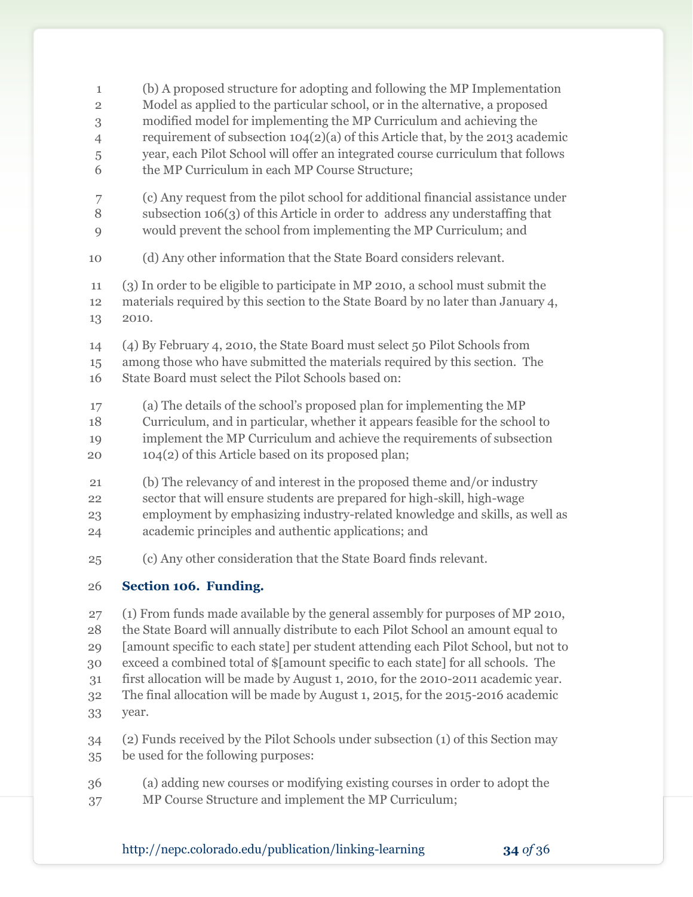(b) A proposed structure for adopting and following the MP Implementation Model as applied to the particular school, or in the alternative, a proposed modified model for implementing the MP Curriculum and achieving the requirement of subsection 104(2)(a) of this Article that, by the 2013 academic year, each Pilot School will offer an integrated course curriculum that follows the MP Curriculum in each MP Course Structure;

(c) Any request from the pilot school for additional financial assistance under subsection 106(3) of this Article in order to address any understaffing that would prevent the school from implementing the MP Curriculum; and

(d) Any other information that the State Board considers relevant.

(3) In order to be eligible to participate in MP 2010, a school must submit the materials required by this section to the State Board by no later than January 4, 2010.

(4) By February 4, 2010, the State Board must select 50 Pilot Schools from among those who have submitted the materials required by this section. The State Board must select the Pilot Schools based on:

(a) The details of the school's proposed plan for implementing the MP Curriculum, and in particular, whether it appears feasible for the school to implement the MP Curriculum and achieve the requirements of subsection 104(2) of this Article based on its proposed plan;

(b) The relevancy of and interest in the proposed theme and/or industry sector that will ensure students are prepared for high-skill, high-wage employment by emphasizing industry-related knowledge and skills, as well as academic principles and authentic applications; and

(c) Any other consideration that the State Board finds relevant.

**Section 106. Funding.**

(1) From funds made available by the general assembly for purposes of MP 2010, the State Board will annually distribute to each Pilot School an amount equal to [amount specific to each state] per student attending each Pilot School, but not to exceed a combined total of $[amount specific to each state] for all schools. The first allocation will be made by August 1, 2010, for the 2010-2011 academic year. The final allocation will be made by August 1, 2015, for the 2015-2016 academic year.

(2) Funds received by the Pilot Schools under subsection (1) of this Section may be used for the following purposes:

(a) adding new courses or modifying existing courses in order to adopt the MP Course Structure and implement the MP Curriculum;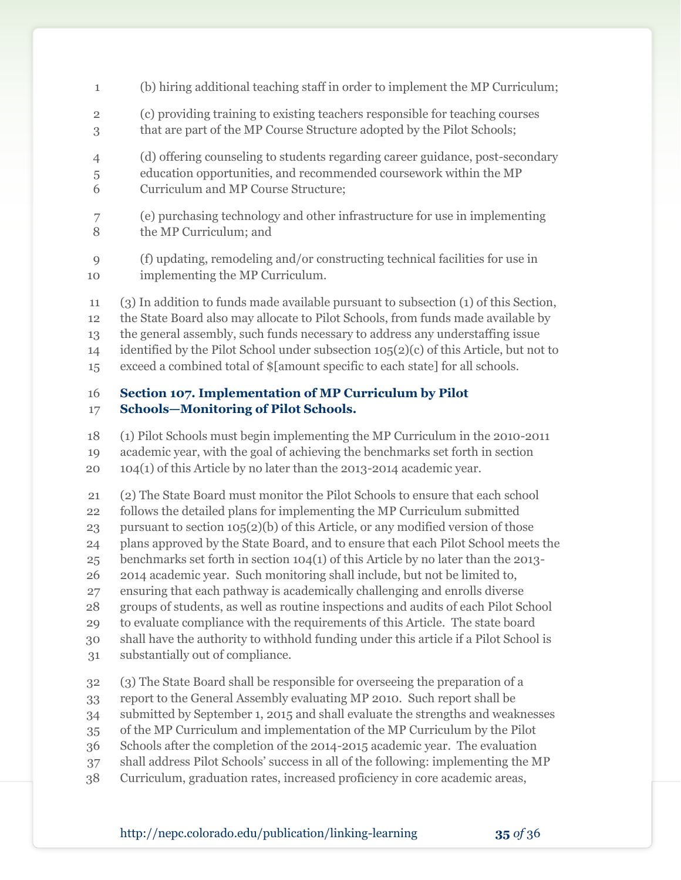(b) hiring additional teaching staff in order to implement the MP Curriculum;

(c) providing training to existing teachers responsible for teaching courses that are part of the MP Course Structure adopted by the Pilot Schools;

(d) offering counseling to students regarding career guidance, post-secondary education opportunities, and recommended coursework within the MP Curriculum and MP Course Structure;

(e) purchasing technology and other infrastructure for use in implementing the MP Curriculum; and

(f) updating, remodeling and/or constructing technical facilities for use in implementing the MP Curriculum.

(3) In addition to funds made available pursuant to subsection (1) of this Section, the State Board also may allocate to Pilot Schools, from funds made available by the general assembly, such funds necessary to address any understaffing issue identified by the Pilot School under subsection 105(2)(c) of this Article, but not to exceed a combined total of $[amount specific to each state] for all schools.

### Section 107. Implementation of MP Curriculum by Pilot Schools—Monitoring of Pilot Schools.

(1) Pilot Schools must begin implementing the MP Curriculum in the 2010-2011 academic year, with the goal of achieving the benchmarks set forth in section 104(1) of this Article by no later than the 2013-2014 academic year.

(2) The State Board must monitor the Pilot Schools to ensure that each school follows the detailed plans for implementing the MP Curriculum submitted pursuant to section 105(2)(b) of this Article, or any modified version of those plans approved by the State Board, and to ensure that each Pilot School meets the benchmarks set forth in section 104(1) of this Article by no later than the 2013-2014 academic year. Such monitoring shall include, but not be limited to, ensuring that each pathway is academically challenging and enrolls diverse groups of students, as well as routine inspections and audits of each Pilot School to evaluate compliance with the requirements of this Article. The state board shall have the authority to withhold funding under this article if a Pilot School is substantially out of compliance.

(3) The State Board shall be responsible for overseeing the preparation of a report to the General Assembly evaluating MP 2010. Such report shall be submitted by September 1, 2015 and shall evaluate the strengths and weaknesses of the MP Curriculum and implementation of the MP Curriculum by the Pilot Schools after the completion of the 2014-2015 academic year. The evaluation shall address Pilot Schools' success in all of the following: implementing the MP Curriculum, graduation rates, increased proficiency in core academic areas,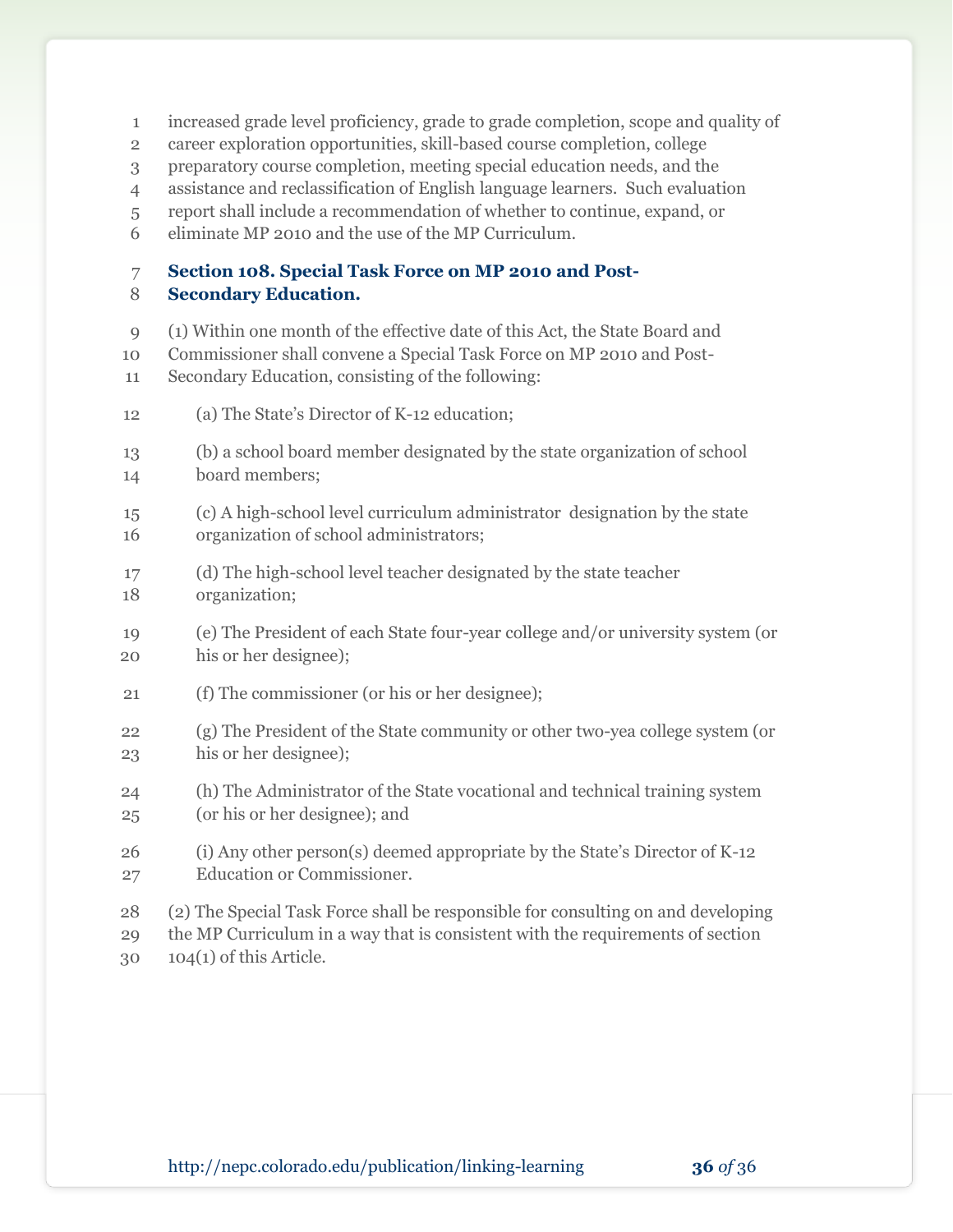increased grade level proficiency, grade to grade completion, scope and quality of career exploration opportunities, skill-based course completion, college preparatory course completion, meeting special education needs, and the assistance and reclassification of English language learners. Such evaluation report shall include a recommendation of whether to continue, expand, or eliminate MP 2010 and the use of the MP Curriculum.

### Section 108. Special Task Force on MP 2010 and Post-Secondary Education.

(1) Within one month of the effective date of this Act, the State Board and Commissioner shall convene a Special Task Force on MP 2010 and Post-Secondary Education, consisting of the following:

(a) The State's Director of K-12 education;

(b) a school board member designated by the state organization of school board members;

(c) A high-school level curriculum administrator designation by the state organization of school administrators;

(d) The high-school level teacher designated by the state teacher organization;

(e) The President of each State four-year college and/or university system (or his or her designee);

(f) The commissioner (or his or her designee);

(g) The President of the State community or other two-yea college system (or his or her designee);

(h) The Administrator of the State vocational and technical training system (or his or her designee); and

(i) Any other person(s) deemed appropriate by the State's Director of K-12 Education or Commissioner.

(2) The Special Task Force shall be responsible for consulting on and developing the MP Curriculum in a way that is consistent with the requirements of section 104(1) of this Article.